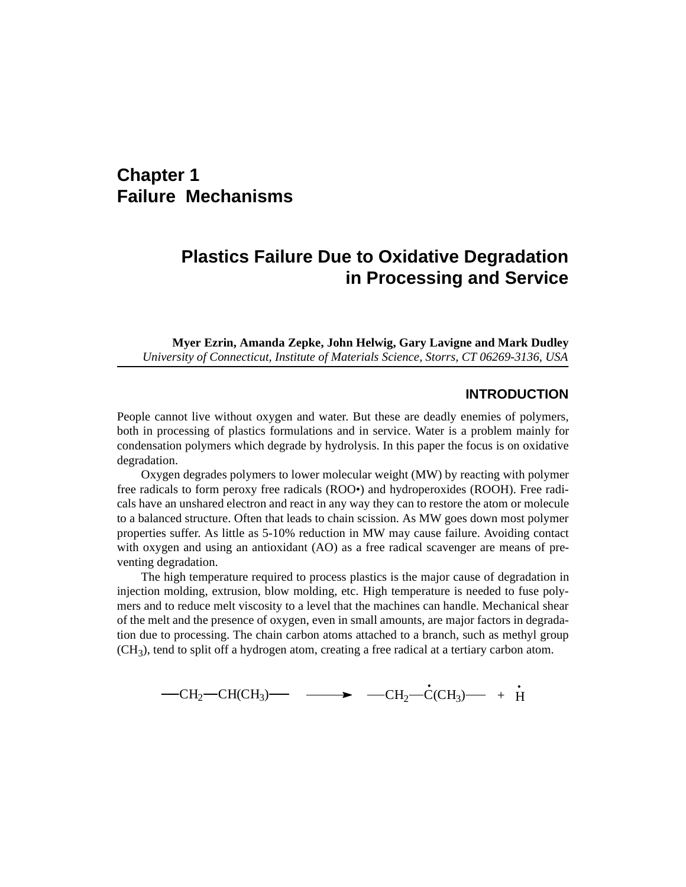# Chapter 1
# Failure Mechanisms

## Plastics Failure Due to Oxidative Degradation in Processing and Service

**Myer Ezrin, Amanda Zepke, John Helwig, Gary Lavigne and Mark Dudley**
*University of Connecticut, Institute of Materials Science, Storrs, CT 06269-3136, USA*

### INTRODUCTION

People cannot live without oxygen and water. But these are deadly enemies of polymers, both in processing of plastics formulations and in service. Water is a problem mainly for condensation polymers which degrade by hydrolysis. In this paper the focus is on oxidative degradation.

Oxygen degrades polymers to lower molecular weight (MW) by reacting with polymer free radicals to form peroxy free radicals (ROO•) and hydroperoxides (ROOH). Free radicals have an unshared electron and react in any way they can to restore the atom or molecule to a balanced structure. Often that leads to chain scission. As MW goes down most polymer properties suffer. As little as 5-10% reduction in MW may cause failure. Avoiding contact with oxygen and using an antioxidant (AO) as a free radical scavenger are means of preventing degradation.

The high temperature required to process plastics is the major cause of degradation in injection molding, extrusion, blow molding, etc. High temperature is needed to fuse polymers and to reduce melt viscosity to a level that the machines can handle. Mechanical shear of the melt and the presence of oxygen, even in small amounts, are major factors in degradation due to processing. The chain carbon atoms attached to a branch, such as methyl group ($CH_3$), tend to split off a hydrogen atom, creating a free radical at a tertiary carbon atom.

$$—CH_2—CH(CH_3)— \longrightarrow —CH_2—\dot{C}(CH_3)— + \dot{H}$$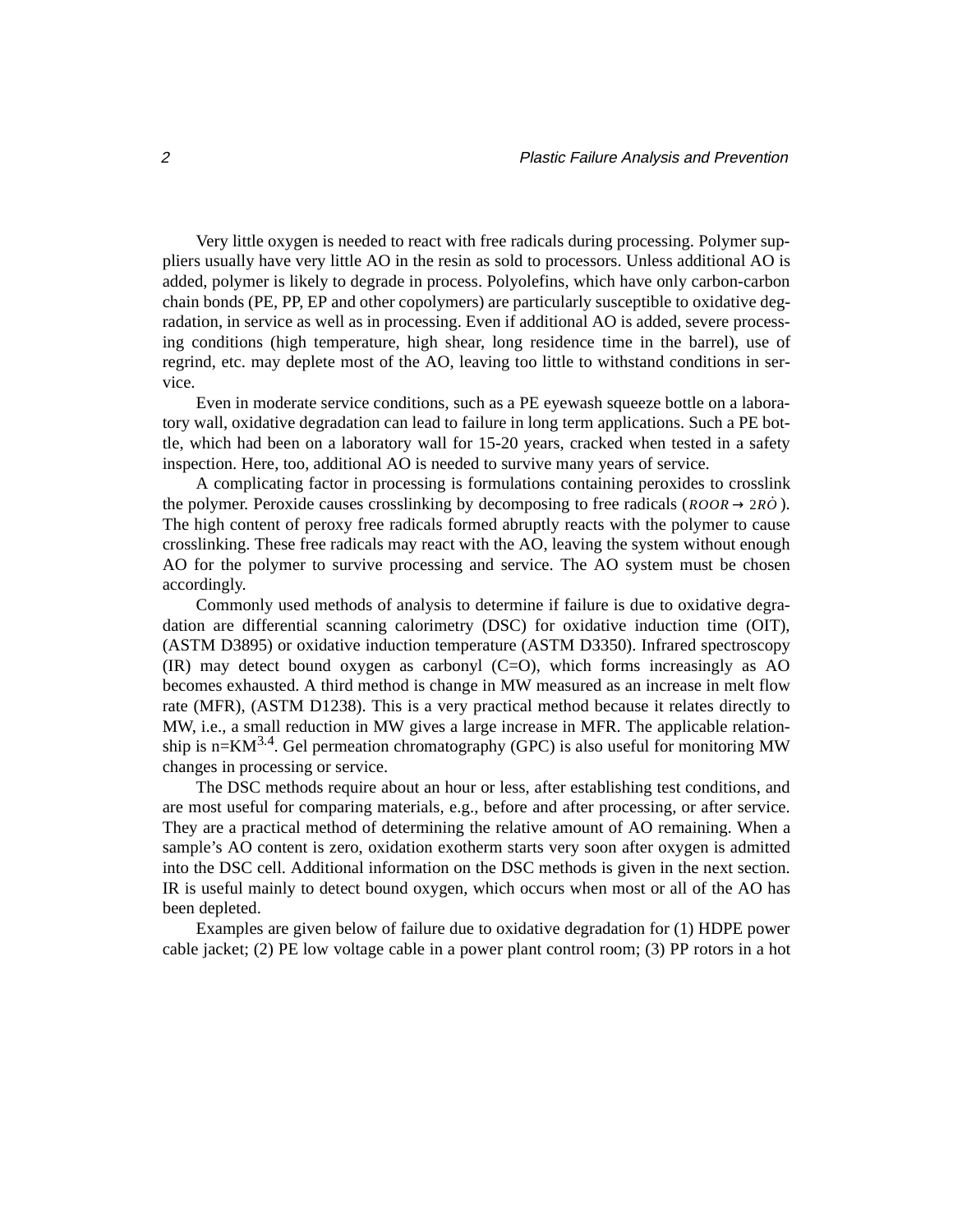Very little oxygen is needed to react with free radicals during processing. Polymer suppliers usually have very little AO in the resin as sold to processors. Unless additional AO is added, polymer is likely to degrade in process. Polyolefins, which have only carbon-carbon chain bonds (PE, PP, EP and other copolymers) are particularly susceptible to oxidative degradation, in service as well as in processing. Even if additional AO is added, severe processing conditions (high temperature, high shear, long residence time in the barrel), use of regrind, etc. may deplete most of the AO, leaving too little to withstand conditions in service.

Even in moderate service conditions, such as a PE eyewash squeeze bottle on a laboratory wall, oxidative degradation can lead to failure in long term applications. Such a PE bottle, which had been on a laboratory wall for 15-20 years, cracked when tested in a safety inspection. Here, too, additional AO is needed to survive many years of service.

A complicating factor in processing is formulations containing peroxides to crosslink the polymer. Peroxide causes crosslinking by decomposing to free radicals ($ROOR \rightarrow 2R\dot{O}$). The high content of peroxy free radicals formed abruptly reacts with the polymer to cause crosslinking. These free radicals may react with the AO, leaving the system without enough AO for the polymer to survive processing and service. The AO system must be chosen accordingly.

Commonly used methods of analysis to determine if failure is due to oxidative degradation are differential scanning calorimetry (DSC) for oxidative induction time (OIT), (ASTM D3895) or oxidative induction temperature (ASTM D3350). Infrared spectroscopy (IR) may detect bound oxygen as carbonyl (C=O), which forms increasingly as AO becomes exhausted. A third method is change in MW measured as an increase in melt flow rate (MFR), (ASTM D1238). This is a very practical method because it relates directly to MW, i.e., a small reduction in MW gives a large increase in MFR. The applicable relationship is $n=KM^{3.4}$. Gel permeation chromatography (GPC) is also useful for monitoring MW changes in processing or service.

The DSC methods require about an hour or less, after establishing test conditions, and are most useful for comparing materials, e.g., before and after processing, or after service. They are a practical method of determining the relative amount of AO remaining. When a sample's AO content is zero, oxidation exotherm starts very soon after oxygen is admitted into the DSC cell. Additional information on the DSC methods is given in the next section. IR is useful mainly to detect bound oxygen, which occurs when most or all of the AO has been depleted.

Examples are given below of failure due to oxidative degradation for (1) HDPE power cable jacket; (2) PE low voltage cable in a power plant control room; (3) PP rotors in a hot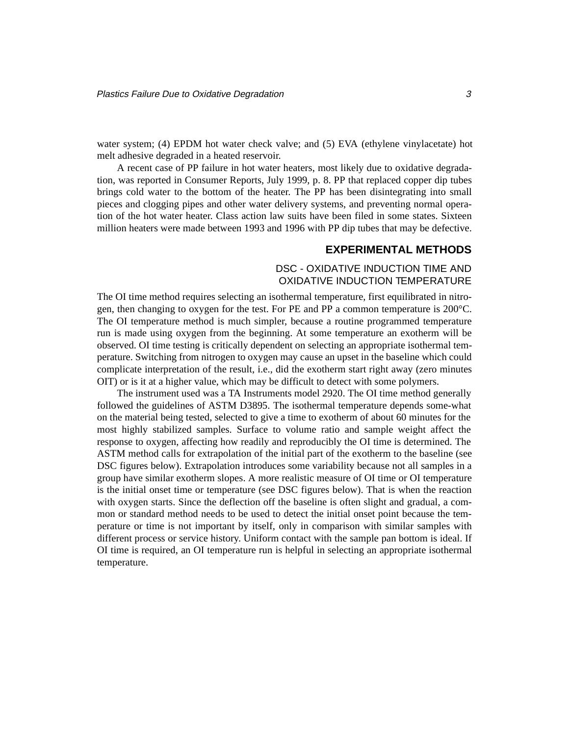water system; (4) EPDM hot water check valve; and (5) EVA (ethylene vinylacetate) hot melt adhesive degraded in a heated reservoir.

A recent case of PP failure in hot water heaters, most likely due to oxidative degradation, was reported in Consumer Reports, July 1999, p. 8. PP that replaced copper dip tubes brings cold water to the bottom of the heater. The PP has been disintegrating into small pieces and clogging pipes and other water delivery systems, and preventing normal operation of the hot water heater. Class action law suits have been filed in some states. Sixteen million heaters were made between 1993 and 1996 with PP dip tubes that may be defective.

## EXPERIMENTAL METHODS

### DSC - OXIDATIVE INDUCTION TIME AND OXIDATIVE INDUCTION TEMPERATURE

The OI time method requires selecting an isothermal temperature, first equilibrated in nitrogen, then changing to oxygen for the test. For PE and PP a common temperature is 200°C. The OI temperature method is much simpler, because a routine programmed temperature run is made using oxygen from the beginning. At some temperature an exotherm will be observed. OI time testing is critically dependent on selecting an appropriate isothermal temperature. Switching from nitrogen to oxygen may cause an upset in the baseline which could complicate interpretation of the result, i.e., did the exotherm start right away (zero minutes OIT) or is it at a higher value, which may be difficult to detect with some polymers.

The instrument used was a TA Instruments model 2920. The OI time method generally followed the guidelines of ASTM D3895. The isothermal temperature depends some-what on the material being tested, selected to give a time to exotherm of about 60 minutes for the most highly stabilized samples. Surface to volume ratio and sample weight affect the response to oxygen, affecting how readily and reproducibly the OI time is determined. The ASTM method calls for extrapolation of the initial part of the exotherm to the baseline (see DSC figures below). Extrapolation introduces some variability because not all samples in a group have similar exotherm slopes. A more realistic measure of OI time or OI temperature is the initial onset time or temperature (see DSC figures below). That is when the reaction with oxygen starts. Since the deflection off the baseline is often slight and gradual, a common or standard method needs to be used to detect the initial onset point because the temperature or time is not important by itself, only in comparison with similar samples with different process or service history. Uniform contact with the sample pan bottom is ideal. If OI time is required, an OI temperature run is helpful in selecting an appropriate isothermal temperature.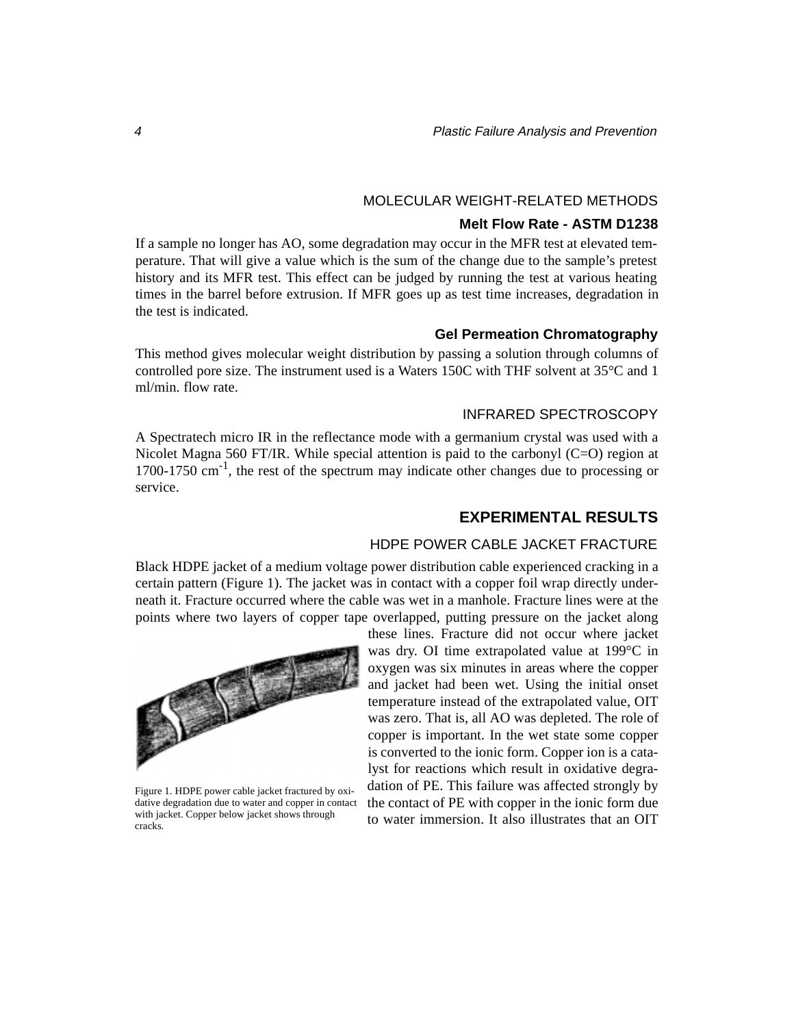### MOLECULAR WEIGHT-RELATED METHODS

#### Melt Flow Rate - ASTM D1238

If a sample no longer has AO, some degradation may occur in the MFR test at elevated temperature. That will give a value which is the sum of the change due to the sample's pretest history and its MFR test. This effect can be judged by running the test at various heating times in the barrel before extrusion. If MFR goes up as test time increases, degradation in the test is indicated.

#### Gel Permeation Chromatography

This method gives molecular weight distribution by passing a solution through columns of controlled pore size. The instrument used is a Waters 150C with THF solvent at 35°C and 1 ml/min. flow rate.

### INFRARED SPECTROSCOPY

A Spectratech micro IR in the reflectance mode with a germanium crystal was used with a Nicolet Magna 560 FT/IR. While special attention is paid to the carbonyl (C=O) region at 1700-1750 $cm^{-1}$, the rest of the spectrum may indicate other changes due to processing or service.

## EXPERIMENTAL RESULTS

### HDPE POWER CABLE JACKET FRACTURE

Black HDPE jacket of a medium voltage power distribution cable experienced cracking in a certain pattern (Figure 1). The jacket was in contact with a copper foil wrap directly underneath it. Fracture occurred where the cable was wet in a manhole. Fracture lines were at the points where two layers of copper tape overlapped, putting pressure on the jacket along these lines. Fracture did not occur where jacket was dry. OI time extrapolated value at 199°C in oxygen was six minutes in areas where the copper and jacket had been wet. Using the initial onset temperature instead of the extrapolated value, OIT was zero. That is, all AO was depleted. The role of copper is important. In the wet state some copper is converted to the ionic form. Copper ion is a catalyst for reactions which result in oxidative degradation of PE. This failure was affected strongly by the contact of PE with copper in the ionic form due to water immersion. It also illustrates that an OIT

Figure 1. HDPE power cable jacket fractured by oxidative degradation due to water and copper in contact with jacket. Copper below jacket shows through cracks.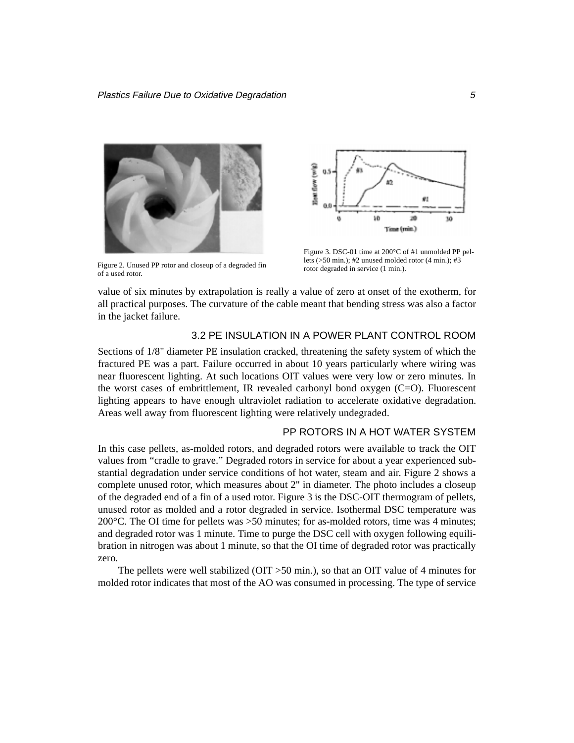Figure 2. Unused PP rotor and closeup of a degraded fin of a used rotor.

Figure 3. DSC-01 time at 200°C of #1 unmolded PP pellets (>50 min.); #2 unused molded rotor (4 min.); #3 rotor degraded in service (1 min.).

value of six minutes by extrapolation is really a value of zero at onset of the exotherm, for all practical purposes. The curvature of the cable meant that bending stress was also a factor in the jacket failure.

### 3.2 PE INSULATION IN A POWER PLANT CONTROL ROOM

Sections of 1/8" diameter PE insulation cracked, threatening the safety system of which the fractured PE was a part. Failure occurred in about 10 years particularly where wiring was near fluorescent lighting. At such locations OIT values were very low or zero minutes. In the worst cases of embrittlement, IR revealed carbonyl bond oxygen (C=O). Fluorescent lighting appears to have enough ultraviolet radiation to accelerate oxidative degradation. Areas well away from fluorescent lighting were relatively undegraded.

### PP ROTORS IN A HOT WATER SYSTEM

In this case pellets, as-molded rotors, and degraded rotors were available to track the OIT values from "cradle to grave." Degraded rotors in service for about a year experienced substantial degradation under service conditions of hot water, steam and air. Figure 2 shows a complete unused rotor, which measures about 2" in diameter. The photo includes a closeup of the degraded end of a fin of a used rotor. Figure 3 is the DSC-OIT thermogram of pellets, unused rotor as molded and a rotor degraded in service. Isothermal DSC temperature was 200°C. The OI time for pellets was >50 minutes; for as-molded rotors, time was 4 minutes; and degraded rotor was 1 minute. Time to purge the DSC cell with oxygen following equilibration in nitrogen was about 1 minute, so that the OI time of degraded rotor was practically zero.

The pellets were well stabilized (OIT >50 min.), so that an OIT value of 4 minutes for molded rotor indicates that most of the AO was consumed in processing. The type of service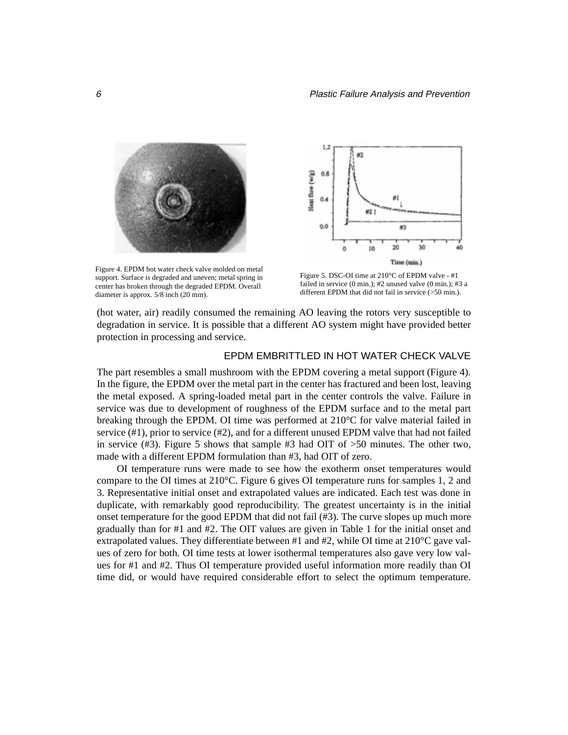Figure 4. EPDM hot water check valve molded on metal support. Surface is degraded and uneven; metal spring in center has broken through the degraded EPDM. Overall diameter is approx. 5/8 inch (20 mm).

Figure 5. DSC-OI time at 210°C of EPDM valve - #1 failed in service (0 min.); #2 unused valve (0 min.); #3 a different EPDM that did not fail in service (>50 min.).

(hot water, air) readily consumed the remaining AO leaving the rotors very susceptible to degradation in service. It is possible that a different AO system might have provided better protection in processing and service.

## EPDM EMBRITTLED IN HOT WATER CHECK VALVE

The part resembles a small mushroom with the EPDM covering a metal support (Figure 4). In the figure, the EPDM over the metal part in the center has fractured and been lost, leaving the metal exposed. A spring-loaded metal part in the center controls the valve. Failure in service was due to development of roughness of the EPDM surface and to the metal part breaking through the EPDM. OI time was performed at 210°C for valve material failed in service (#1), prior to service (#2), and for a different unused EPDM valve that had not failed in service (#3). Figure 5 shows that sample #3 had OIT of >50 minutes. The other two, made with a different EPDM formulation than #3, had OIT of zero.

OI temperature runs were made to see how the exotherm onset temperatures would compare to the OI times at 210°C. Figure 6 gives OI temperature runs for samples 1, 2 and 3. Representative initial onset and extrapolated values are indicated. Each test was done in duplicate, with remarkably good reproducibility. The greatest uncertainty is in the initial onset temperature for the good EPDM that did not fail (#3). The curve slopes up much more gradually than for #1 and #2. The OIT values are given in Table 1 for the initial onset and extrapolated values. They differentiate between #1 and #2, while OI time at 210°C gave values of zero for both. OI time tests at lower isothermal temperatures also gave very low values for #1 and #2. Thus OI temperature provided useful information more readily than OI time did, or would have required considerable effort to select the optimum temperature.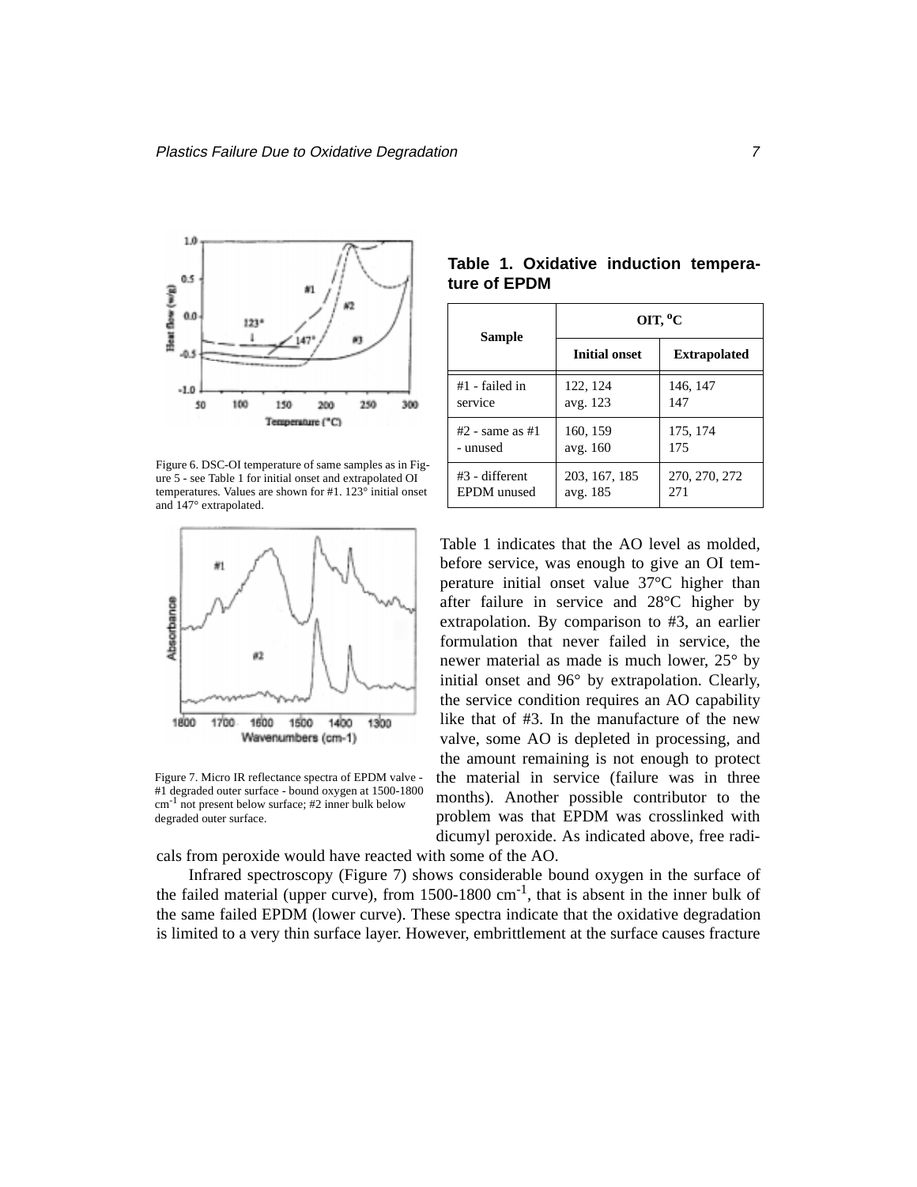Figure 6. DSC-OI temperature of same samples as in Figure 5 - see Table 1 for initial onset and extrapolated OI temperatures. Values are shown for #1. 123° initial onset and 147° extrapolated.

Figure 7. Micro IR reflectance spectra of EPDM valve - #1 degraded outer surface - bound oxygen at 1500-1800 $cm^{-1}$ not present below surface; #2 inner bulk below degraded outer surface.

**Table 1. Oxidative induction temperature of EPDM**

| Sample | OIT, °C | |
|---|---|---|
| | Initial onset | Extrapolated |
| #1 - failed in service | 122, 124 avg. 123 | 146, 147 147 |
| #2 - same as #1 - unused | 160, 159 avg. 160 | 175, 174 175 |
| #3 - different EPDM unused | 203, 167, 185 avg. 185 | 270, 270, 272 271 |

Table 1 indicates that the AO level as molded, before service, was enough to give an OI temperature initial onset value 37°C higher than after failure in service and 28°C higher by extrapolation. By comparison to #3, an earlier formulation that never failed in service, the newer material as made is much lower, 25° by initial onset and 96° by extrapolation. Clearly, the service condition requires an AO capability like that of #3. In the manufacture of the new valve, some AO is depleted in processing, and the amount remaining is not enough to protect the material in service (failure was in three months). Another possible contributor to the problem was that EPDM was crosslinked with dicumyl peroxide. As indicated above, free radicals from peroxide would have reacted with some of the AO.

Infrared spectroscopy (Figure 7) shows considerable bound oxygen in the surface of the failed material (upper curve), from 1500-1800 $cm^{-1}$, that is absent in the inner bulk of the same failed EPDM (lower curve). These spectra indicate that the oxidative degradation is limited to a very thin surface layer. However, embrittlement at the surface causes fracture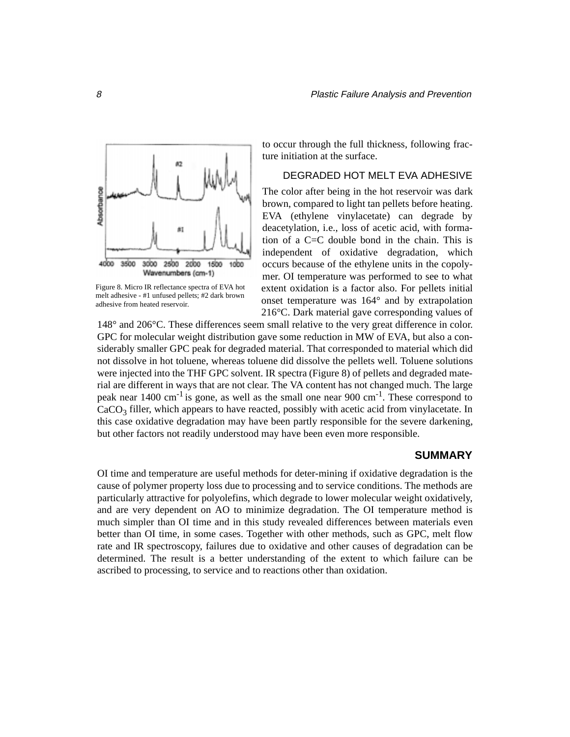to occur through the full thickness, following fracture initiation at the surface.

### DEGRADED HOT MELT EVA ADHESIVE

Figure 8. Micro IR reflectance spectra of EVA hot melt adhesive - #1 unfused pellets; #2 dark brown adhesive from heated reservoir.

The color after being in the hot reservoir was dark brown, compared to light tan pellets before heating. EVA (ethylene vinylacetate) can degrade by deacetylation, i.e., loss of acetic acid, with formation of a C=C double bond in the chain. This is independent of oxidative degradation, which occurs because of the ethylene units in the copolymer. OI temperature was performed to see to what extent oxidation is a factor also. For pellets initial onset temperature was 164° and by extrapolation 216°C. Dark material gave corresponding values of 148° and 206°C. These differences seem small relative to the very great difference in color. GPC for molecular weight distribution gave some reduction in MW of EVA, but also a considerably smaller GPC peak for degraded material. That corresponded to material which did not dissolve in hot toluene, whereas toluene did dissolve the pellets well. Toluene solutions were injected into the THF GPC solvent. IR spectra (Figure 8) of pellets and degraded material are different in ways that are not clear. The VA content has not changed much. The large peak near 1400 $cm^{-1}$ is gone, as well as the small one near 900 $cm^{-1}$. These correspond to $CaCO_3$ filler, which appears to have reacted, possibly with acetic acid from vinylacetate. In this case oxidative degradation may have been partly responsible for the severe darkening, but other factors not readily understood may have been even more responsible.

## SUMMARY

OI time and temperature are useful methods for deter-mining if oxidative degradation is the cause of polymer property loss due to processing and to service conditions. The methods are particularly attractive for polyolefins, which degrade to lower molecular weight oxidatively, and are very dependent on AO to minimize degradation. The OI temperature method is much simpler than OI time and in this study revealed differences between materials even better than OI time, in some cases. Together with other methods, such as GPC, melt flow rate and IR spectroscopy, failures due to oxidative and other causes of degradation can be determined. The result is a better understanding of the extent to which failure can be ascribed to processing, to service and to reactions other than oxidation.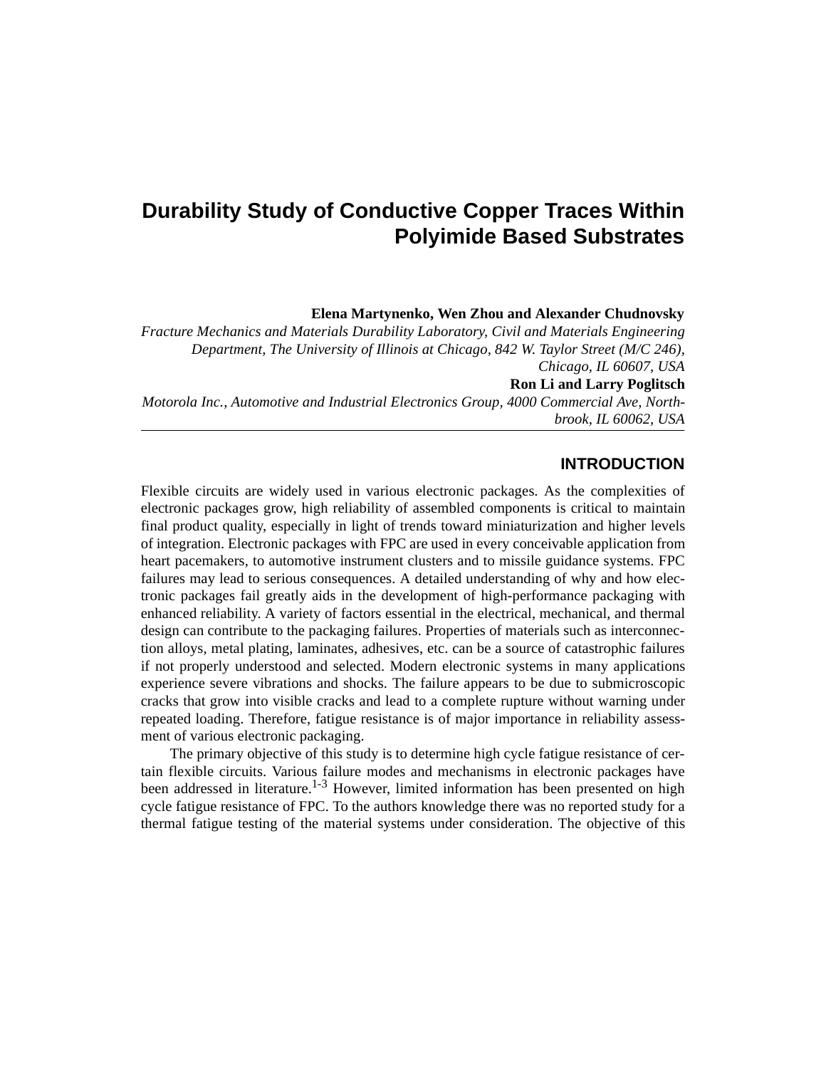# Durability Study of Conductive Copper Traces Within Polyimide Based Substrates

**Elena Martynenko, Wen Zhou and Alexander Chudnovsky**

*Fracture Mechanics and Materials Durability Laboratory, Civil and Materials Engineering Department, The University of Illinois at Chicago, 842 W. Taylor Street (M/C 246), Chicago, IL 60607, USA*

**Ron Li and Larry Poglitsch**

*Motorola Inc., Automotive and Industrial Electronics Group, 4000 Commercial Ave, Northbrook, IL 60062, USA*

## INTRODUCTION

Flexible circuits are widely used in various electronic packages. As the complexities of electronic packages grow, high reliability of assembled components is critical to maintain final product quality, especially in light of trends toward miniaturization and higher levels of integration. Electronic packages with FPC are used in every conceivable application from heart pacemakers, to automotive instrument clusters and to missile guidance systems. FPC failures may lead to serious consequences. A detailed understanding of why and how electronic packages fail greatly aids in the development of high-performance packaging with enhanced reliability. A variety of factors essential in the electrical, mechanical, and thermal design can contribute to the packaging failures. Properties of materials such as interconnection alloys, metal plating, laminates, adhesives, etc. can be a source of catastrophic failures if not properly understood and selected. Modern electronic systems in many applications experience severe vibrations and shocks. The failure appears to be due to submicroscopic cracks that grow into visible cracks and lead to a complete rupture without warning under repeated loading. Therefore, fatigue resistance is of major importance in reliability assessment of various electronic packaging.

The primary objective of this study is to determine high cycle fatigue resistance of certain flexible circuits. Various failure modes and mechanisms in electronic packages have been addressed in literature.[1-3] However, limited information has been presented on high cycle fatigue resistance of FPC. To the authors knowledge there was no reported study for a thermal fatigue testing of the material systems under consideration. The objective of this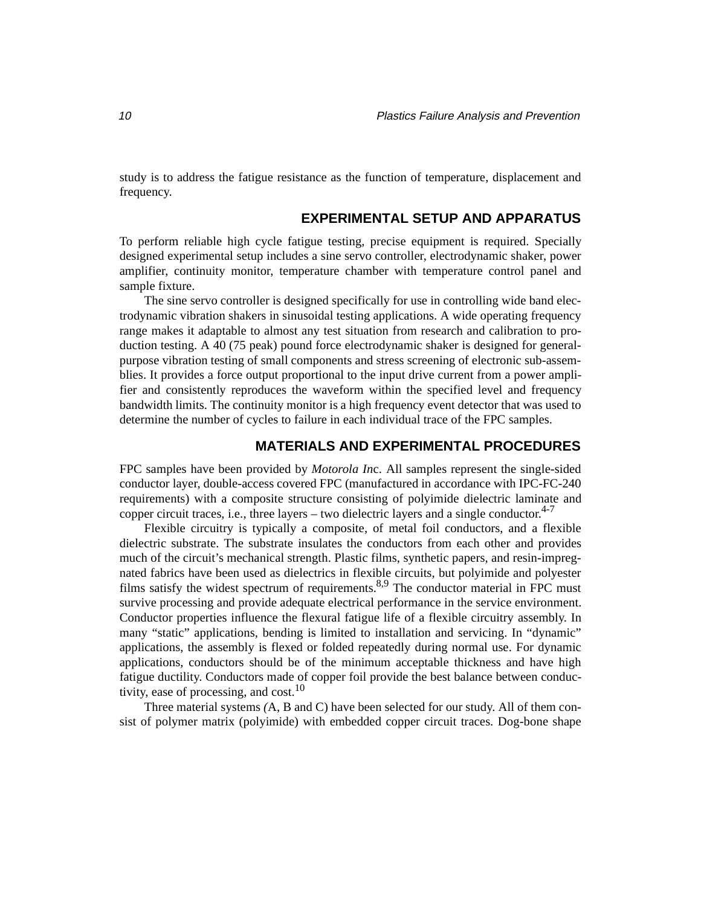study is to address the fatigue resistance as the function of temperature, displacement and frequency.

## EXPERIMENTAL SETUP AND APPARATUS

To perform reliable high cycle fatigue testing, precise equipment is required. Specially designed experimental setup includes a sine servo controller, electrodynamic shaker, power amplifier, continuity monitor, temperature chamber with temperature control panel and sample fixture.

The sine servo controller is designed specifically for use in controlling wide band electrodynamic vibration shakers in sinusoidal testing applications. A wide operating frequency range makes it adaptable to almost any test situation from research and calibration to production testing. A 40 (75 peak) pound force electrodynamic shaker is designed for general-purpose vibration testing of small components and stress screening of electronic sub-assemblies. It provides a force output proportional to the input drive current from a power amplifier and consistently reproduces the waveform within the specified level and frequency bandwidth limits. The continuity monitor is a high frequency event detector that was used to determine the number of cycles to failure in each individual trace of the FPC samples.

## MATERIALS AND EXPERIMENTAL PROCEDURES

FPC samples have been provided by *Motorola Inc*. All samples represent the single-sided conductor layer, double-access covered FPC (manufactured in accordance with IPC-FC-240 requirements) with a composite structure consisting of polyimide dielectric laminate and copper circuit traces, i.e., three layers – two dielectric layers and a single conductor.[4-7]

Flexible circuitry is typically a composite, of metal foil conductors, and a flexible dielectric substrate. The substrate insulates the conductors from each other and provides much of the circuit's mechanical strength. Plastic films, synthetic papers, and resin-impregnated fabrics have been used as dielectrics in flexible circuits, but polyimide and polyester films satisfy the widest spectrum of requirements.[8,9] The conductor material in FPC must survive processing and provide adequate electrical performance in the service environment. Conductor properties influence the flexural fatigue life of a flexible circuitry assembly. In many "static" applications, bending is limited to installation and servicing. In "dynamic" applications, the assembly is flexed or folded repeatedly during normal use. For dynamic applications, conductors should be of the minimum acceptable thickness and have high fatigue ductility. Conductors made of copper foil provide the best balance between conductivity, ease of processing, and cost.[10]

Three material systems (A, B and C) have been selected for our study. All of them consist of polymer matrix (polyimide) with embedded copper circuit traces. Dog-bone shape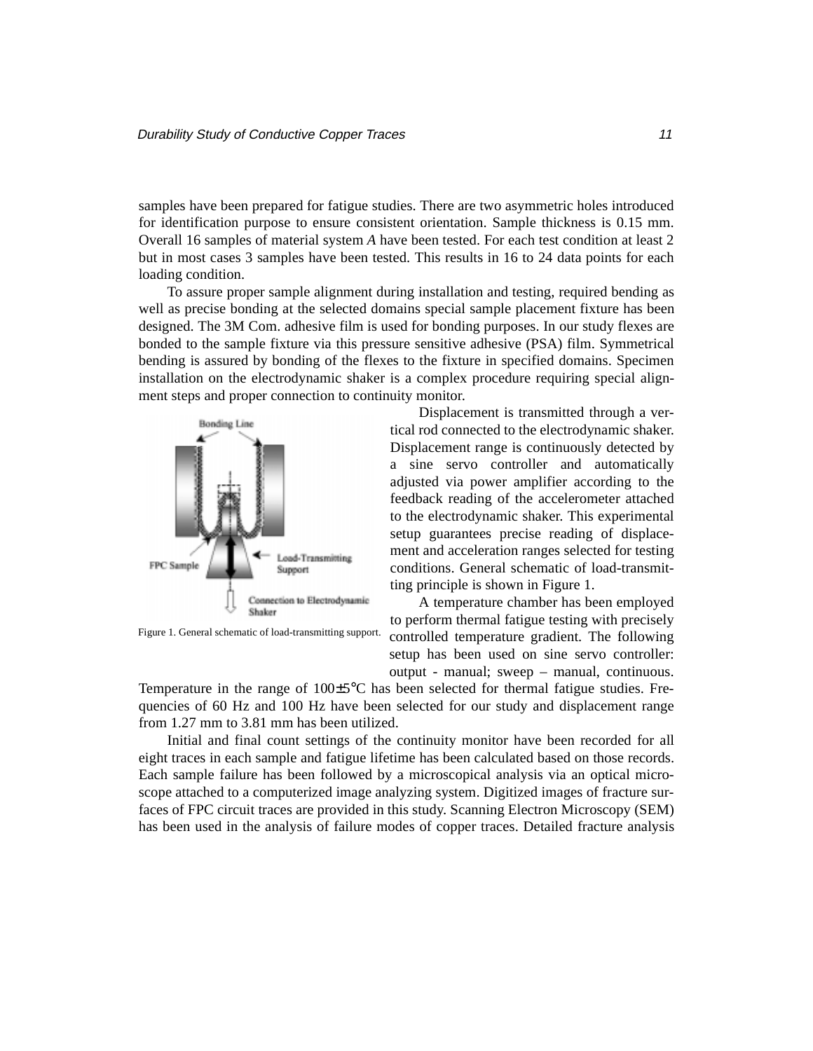samples have been prepared for fatigue studies. There are two asymmetric holes introduced for identification purpose to ensure consistent orientation. Sample thickness is 0.15 mm. Overall 16 samples of material system *A* have been tested. For each test condition at least 2 but in most cases 3 samples have been tested. This results in 16 to 24 data points for each loading condition.

To assure proper sample alignment during installation and testing, required bending as well as precise bonding at the selected domains special sample placement fixture has been designed. The 3M Com. adhesive film is used for bonding purposes. In our study flexes are bonded to the sample fixture via this pressure sensitive adhesive (PSA) film. Symmetrical bending is assured by bonding of the flexes to the fixture in specified domains. Specimen installation on the electrodynamic shaker is a complex procedure requiring special alignment steps and proper connection to continuity monitor.

Displacement is transmitted through a vertical rod connected to the electrodynamic shaker. Displacement range is continuously detected by a sine servo controller and automatically adjusted via power amplifier according to the feedback reading of the accelerometer attached to the electrodynamic shaker. This experimental setup guarantees precise reading of displacement and acceleration ranges selected for testing conditions. General schematic of load-transmitting principle is shown in Figure 1.

Figure 1. General schematic of load-transmitting support.

A temperature chamber has been employed to perform thermal fatigue testing with precisely controlled temperature gradient. The following setup has been used on sine servo controller: output - manual; sweep – manual, continuous. Temperature in the range of 100±5°C has been selected for thermal fatigue studies. Frequencies of 60 Hz and 100 Hz have been selected for our study and displacement range from 1.27 mm to 3.81 mm has been utilized.

Initial and final count settings of the continuity monitor have been recorded for all eight traces in each sample and fatigue lifetime has been calculated based on those records. Each sample failure has been followed by a microscopical analysis via an optical microscope attached to a computerized image analyzing system. Digitized images of fracture surfaces of FPC circuit traces are provided in this study. Scanning Electron Microscopy (SEM) has been used in the analysis of failure modes of copper traces. Detailed fracture analysis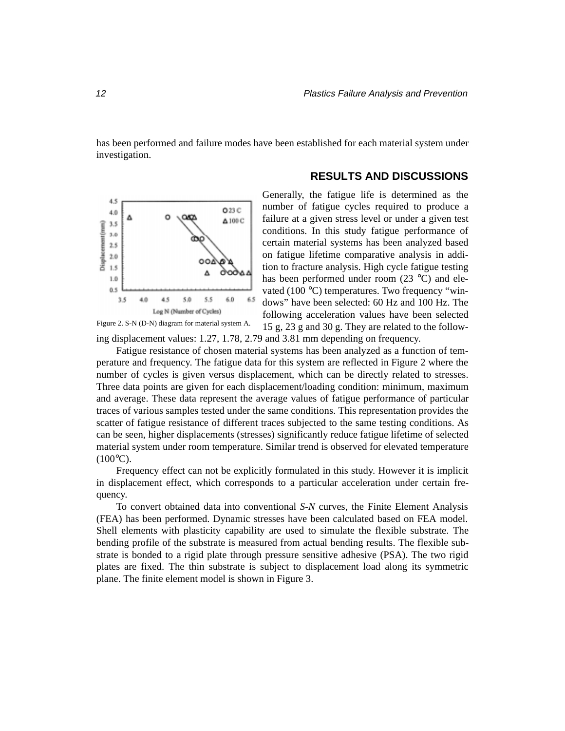has been performed and failure modes have been established for each material system under investigation.

## RESULTS AND DISCUSSIONS

Generally, the fatigue life is determined as the number of fatigue cycles required to produce a failure at a given stress level or under a given test conditions. In this study fatigue performance of certain material systems has been analyzed based on fatigue lifetime comparative analysis in addition to fracture analysis. High cycle fatigue testing has been performed under room (23 °C) and elevated (100 °C) temperatures. Two frequency "windows" have been selected: 60 Hz and 100 Hz. The following acceleration values have been selected 15 g, 23 g and 30 g. They are related to the following displacement values: 1.27, 1.78, 2.79 and 3.81 mm depending on frequency.

Figure 2. S-N (D-N) diagram for material system A.

Fatigue resistance of chosen material systems has been analyzed as a function of temperature and frequency. The fatigue data for this system are reflected in Figure 2 where the number of cycles is given versus displacement, which can be directly related to stresses. Three data points are given for each displacement/loading condition: minimum, maximum and average. These data represent the average values of fatigue performance of particular traces of various samples tested under the same conditions. This representation provides the scatter of fatigue resistance of different traces subjected to the same testing conditions. As can be seen, higher displacements (stresses) significantly reduce fatigue lifetime of selected material system under room temperature. Similar trend is observed for elevated temperature (100°C).

Frequency effect can not be explicitly formulated in this study. However it is implicit in displacement effect, which corresponds to a particular acceleration under certain frequency.

To convert obtained data into conventional *S-N* curves, the Finite Element Analysis (FEA) has been performed. Dynamic stresses have been calculated based on FEA model. Shell elements with plasticity capability are used to simulate the flexible substrate. The bending profile of the substrate is measured from actual bending results. The flexible substrate is bonded to a rigid plate through pressure sensitive adhesive (PSA). The two rigid plates are fixed. The thin substrate is subject to displacement load along its symmetric plane. The finite element model is shown in Figure 3.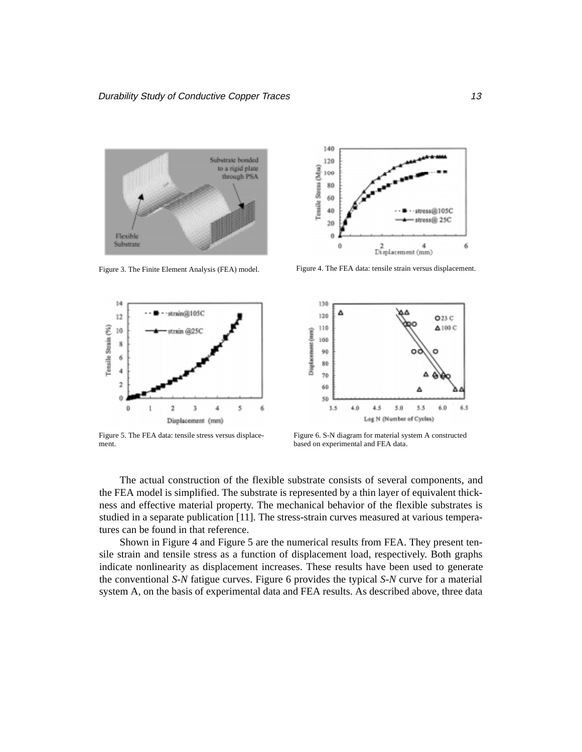Figure 3. The Finite Element Analysis (FEA) model.

Figure 4. The FEA data: tensile strain versus displacement.

Figure 5. The FEA data: tensile stress versus displacement.

Figure 6. S-N diagram for material system A constructed based on experimental and FEA data.

The actual construction of the flexible substrate consists of several components, and the FEA model is simplified. The substrate is represented by a thin layer of equivalent thickness and effective material property. The mechanical behavior of the flexible substrates is studied in a separate publication [11]. The stress-strain curves measured at various temperatures can be found in that reference.

Shown in Figure 4 and Figure 5 are the numerical results from FEA. They present tensile strain and tensile stress as a function of displacement load, respectively. Both graphs indicate nonlinearity as displacement increases. These results have been used to generate the conventional *S-N* fatigue curves. Figure 6 provides the typical *S-N* curve for a material system A, on the basis of experimental data and FEA results. As described above, three data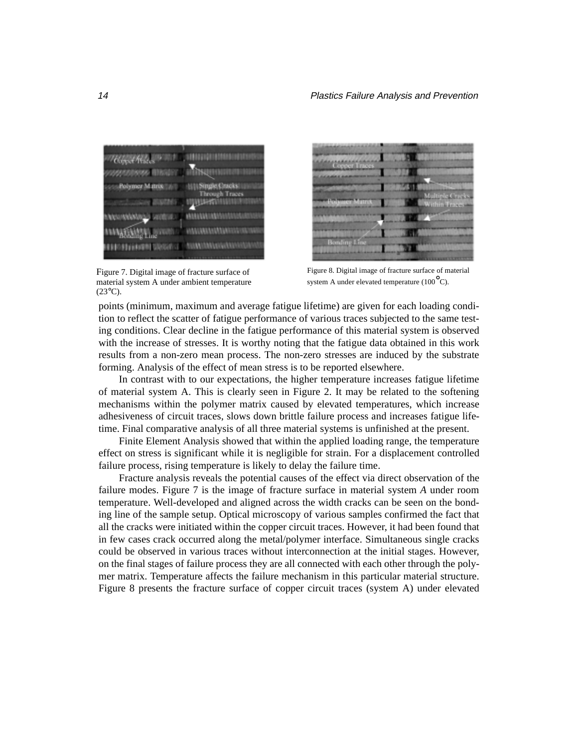Figure 7. Digital image of fracture surface of material system A under ambient temperature (23°C).

Figure 8. Digital image of fracture surface of material system A under elevated temperature (100°C).

points (minimum, maximum and average fatigue lifetime) are given for each loading condition to reflect the scatter of fatigue performance of various traces subjected to the same testing conditions. Clear decline in the fatigue performance of this material system is observed with the increase of stresses. It is worthy noting that the fatigue data obtained in this work results from a non-zero mean process. The non-zero stresses are induced by the substrate forming. Analysis of the effect of mean stress is to be reported elsewhere.

In contrast with to our expectations, the higher temperature increases fatigue lifetime of material system A. This is clearly seen in Figure 2. It may be related to the softening mechanisms within the polymer matrix caused by elevated temperatures, which increase adhesiveness of circuit traces, slows down brittle failure process and increases fatigue lifetime. Final comparative analysis of all three material systems is unfinished at the present.

Finite Element Analysis showed that within the applied loading range, the temperature effect on stress is significant while it is negligible for strain. For a displacement controlled failure process, rising temperature is likely to delay the failure time.

Fracture analysis reveals the potential causes of the effect via direct observation of the failure modes. Figure 7 is the image of fracture surface in material system *A* under room temperature. Well-developed and aligned across the width cracks can be seen on the bonding line of the sample setup. Optical microscopy of various samples confirmed the fact that all the cracks were initiated within the copper circuit traces. However, it had been found that in few cases crack occurred along the metal/polymer interface. Simultaneous single cracks could be observed in various traces without interconnection at the initial stages. However, on the final stages of failure process they are all connected with each other through the polymer matrix. Temperature affects the failure mechanism in this particular material structure. Figure 8 presents the fracture surface of copper circuit traces (system A) under elevated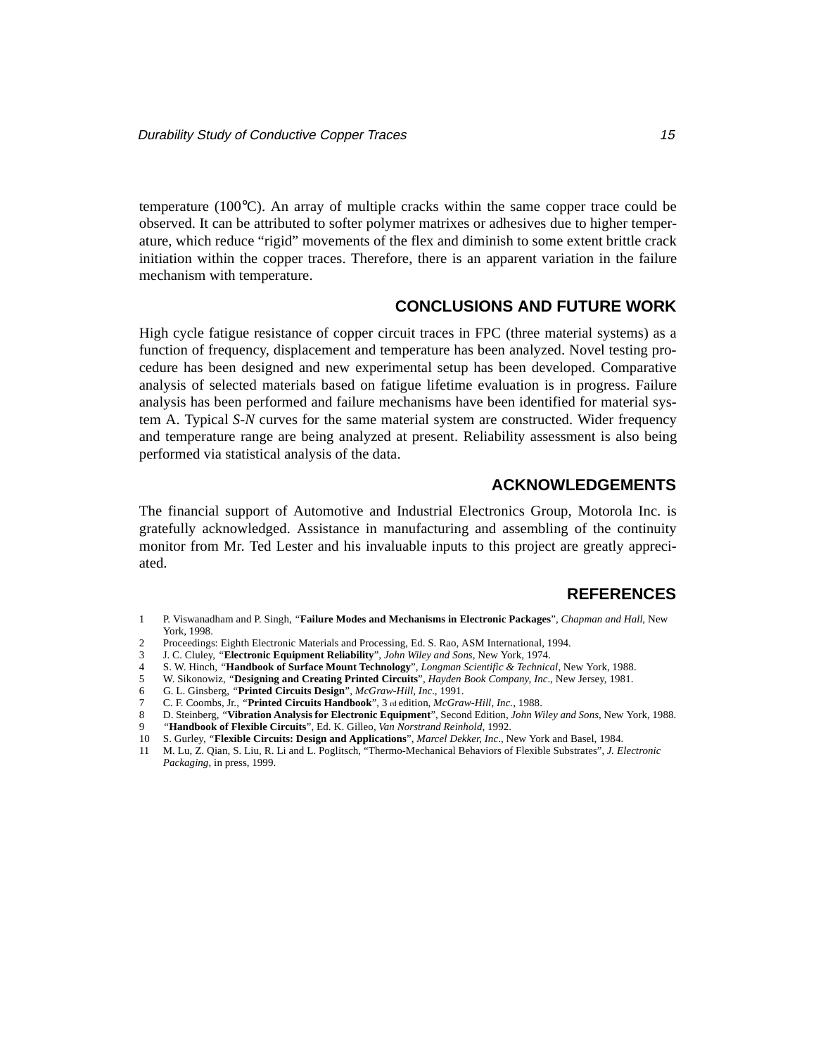temperature (100°C). An array of multiple cracks within the same copper trace could be observed. It can be attributed to softer polymer matrixes or adhesives due to higher temperature, which reduce "rigid" movements of the flex and diminish to some extent brittle crack initiation within the copper traces. Therefore, there is an apparent variation in the failure mechanism with temperature.

## CONCLUSIONS AND FUTURE WORK

High cycle fatigue resistance of copper circuit traces in FPC (three material systems) as a function of frequency, displacement and temperature has been analyzed. Novel testing procedure has been designed and new experimental setup has been developed. Comparative analysis of selected materials based on fatigue lifetime evaluation is in progress. Failure analysis has been performed and failure mechanisms have been identified for material system A. Typical *S-N* curves for the same material system are constructed. Wider frequency and temperature range are being analyzed at present. Reliability assessment is also being performed via statistical analysis of the data.

## ACKNOWLEDGEMENTS

The financial support of Automotive and Industrial Electronics Group, Motorola Inc. is gratefully acknowledged. Assistance in manufacturing and assembling of the continuity monitor from Mr. Ted Lester and his invaluable inputs to this project are greatly appreciated.

## REFERENCES

1. P. Viswanadham and P. Singh, "**Failure Modes and Mechanisms in Electronic Packages**", *Chapman and Hall*, New York, 1998.
2. Proceedings: Eighth Electronic Materials and Processing, Ed. S. Rao, ASM International, 1994.
3. J. C. Cluley, "**Electronic Equipment Reliability**", *John Wiley and Sons*, New York, 1974.
4. S. W. Hinch, "**Handbook of Surface Mount Technology**", *Longman Scientific & Technical*, New York, 1988.
5. W. Sikonowiz, "**Designing and Creating Printed Circuits**", *Hayden Book Company, Inc*., New Jersey, 1981.
6. G. L. Ginsberg, "**Printed Circuits Design**", *McGraw-Hill, Inc*., 1991.
7. C. F. Coombs, Jr., "**Printed Circuits Handbook**", 3rd edition, *McGraw-Hill, Inc.*, 1988.
8. D. Steinberg, "**Vibration Analysis for Electronic Equipment**", Second Edition, *John Wiley and Sons*, New York, 1988.
9. "**Handbook of Flexible Circuits**", Ed. K. Gilleo, *Van Norstrand Reinhold*, 1992.
10. S. Gurley, "**Flexible Circuits: Design and Applications**", *Marcel Dekker, Inc*., New York and Basel, 1984.
11. M. Lu, Z. Qian, S. Liu, R. Li and L. Poglitsch, "Thermo-Mechanical Behaviors of Flexible Substrates", *J. Electronic Packaging*, in press, 1999.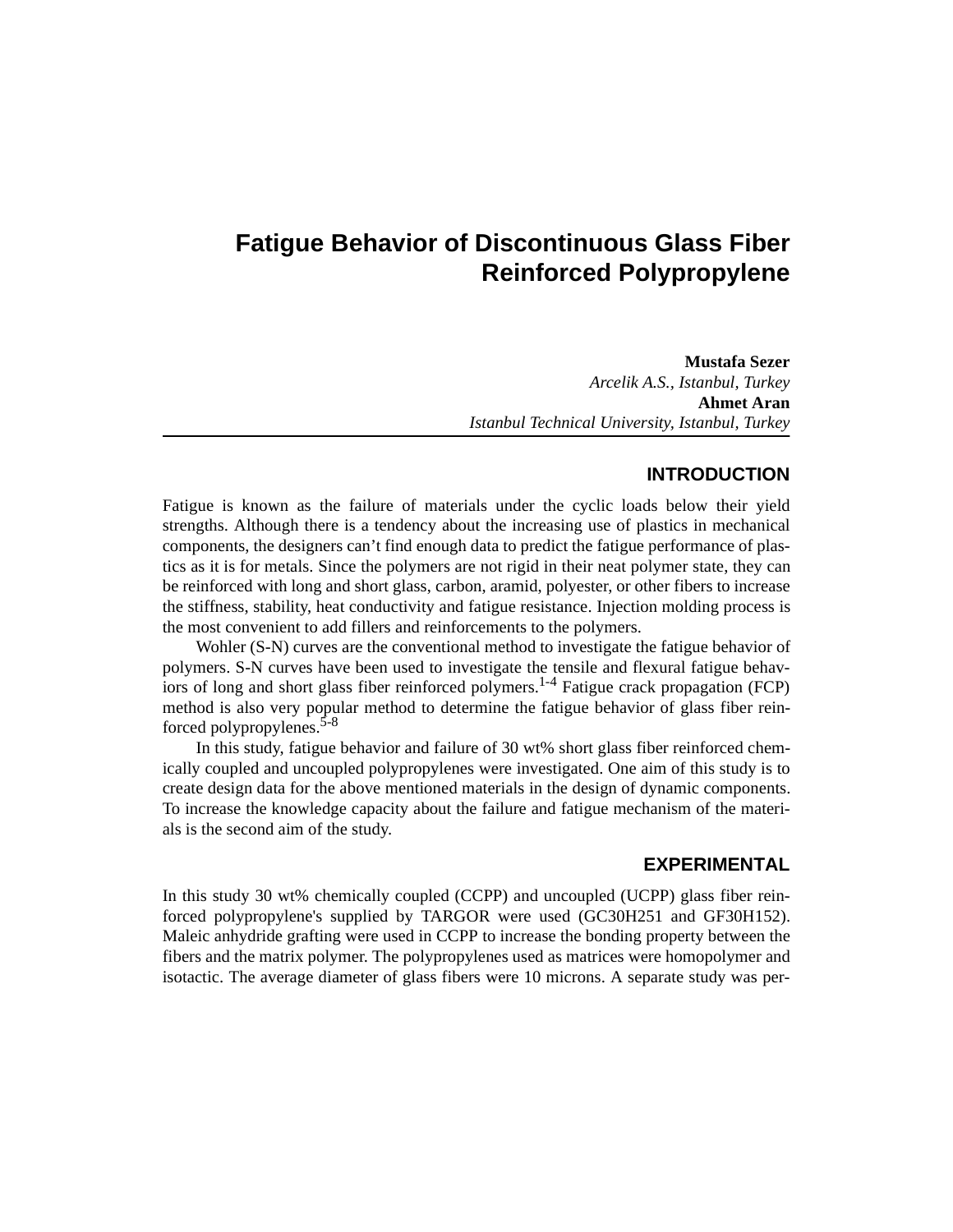# Fatigue Behavior of Discontinuous Glass Fiber Reinforced Polypropylene

**Mustafa Sezer**
*Arcelik A.S., Istanbul, Turkey*
**Ahmet Aran**
*Istanbul Technical University, Istanbul, Turkey*

## INTRODUCTION

Fatigue is known as the failure of materials under the cyclic loads below their yield strengths. Although there is a tendency about the increasing use of plastics in mechanical components, the designers can't find enough data to predict the fatigue performance of plastics as it is for metals. Since the polymers are not rigid in their neat polymer state, they can be reinforced with long and short glass, carbon, aramid, polyester, or other fibers to increase the stiffness, stability, heat conductivity and fatigue resistance. Injection molding process is the most convenient to add fillers and reinforcements to the polymers.

Wohler (S-N) curves are the conventional method to investigate the fatigue behavior of polymers. S-N curves have been used to investigate the tensile and flexural fatigue behaviors of long and short glass fiber reinforced polymers.[1-4] Fatigue crack propagation (FCP) method is also very popular method to determine the fatigue behavior of glass fiber reinforced polypropylenes.[5-8]

In this study, fatigue behavior and failure of 30 wt% short glass fiber reinforced chemically coupled and uncoupled polypropylenes were investigated. One aim of this study is to create design data for the above mentioned materials in the design of dynamic components. To increase the knowledge capacity about the failure and fatigue mechanism of the materials is the second aim of the study.

## EXPERIMENTAL

In this study 30 wt% chemically coupled (CCPP) and uncoupled (UCPP) glass fiber reinforced polypropylene's supplied by TARGOR were used (GC30H251 and GF30H152). Maleic anhydride grafting were used in CCPP to increase the bonding property between the fibers and the matrix polymer. The polypropylenes used as matrices were homopolymer and isotactic. The average diameter of glass fibers were 10 microns. A separate study was per-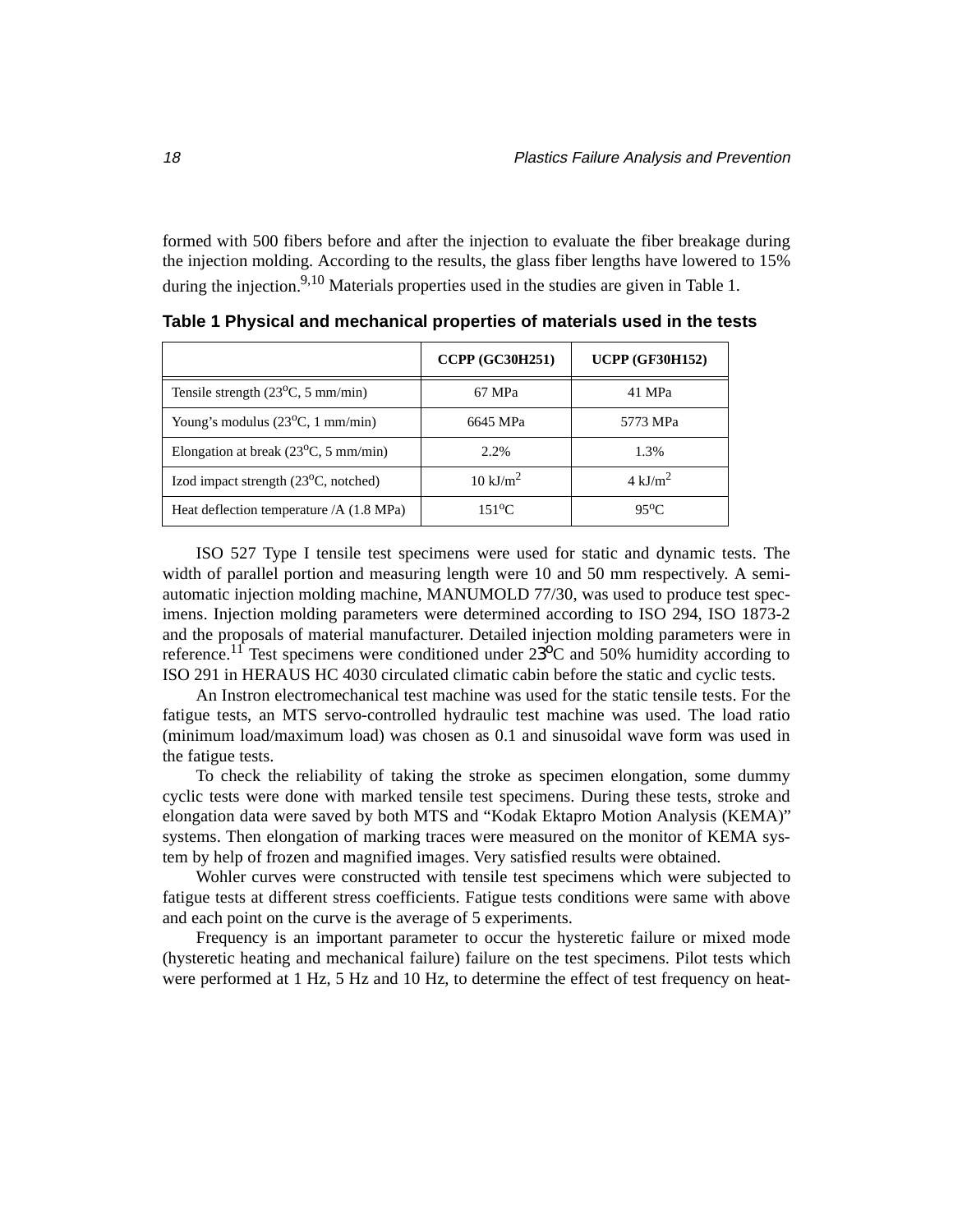formed with 500 fibers before and after the injection to evaluate the fiber breakage during the injection molding. According to the results, the glass fiber lengths have lowered to 15% during the injection.[9,10] Materials properties used in the studies are given in Table 1.

**Table 1 Physical and mechanical properties of materials used in the tests**

| | CCPP (GC30H251) | UCPP (GF30H152) |
|---|---|---|
| Tensile strength ($23^oC$, 5 mm/min) | 67 MPa | 41 MPa |
| Young's modulus ($23^oC$, 1 mm/min) | 6645 MPa | 5773 MPa |
| Elongation at break ($23^oC$, 5 mm/min) | 2.2% | 1.3% |
| Izod impact strength ($23^oC$, notched) | 10 $kJ/m^2$ | 4 $kJ/m^2$ |
| Heat deflection temperature /A (1.8 MPa) | $151^oC$ | $95^oC$ |

ISO 527 Type I tensile test specimens were used for static and dynamic tests. The width of parallel portion and measuring length were 10 and 50 mm respectively. A semi-automatic injection molding machine, MANUMOLD 77/30, was used to produce test specimens. Injection molding parameters were determined according to ISO 294, ISO 1873-2 and the proposals of material manufacturer. Detailed injection molding parameters were in reference.[11] Test specimens were conditioned under $23^oC$ and 50% humidity according to ISO 291 in HERAUS HC 4030 circulated climatic cabin before the static and cyclic tests.

An Instron electromechanical test machine was used for the static tensile tests. For the fatigue tests, an MTS servo-controlled hydraulic test machine was used. The load ratio (minimum load/maximum load) was chosen as 0.1 and sinusoidal wave form was used in the fatigue tests.

To check the reliability of taking the stroke as specimen elongation, some dummy cyclic tests were done with marked tensile test specimens. During these tests, stroke and elongation data were saved by both MTS and "Kodak Ektapro Motion Analysis (KEMA)" systems. Then elongation of marking traces were measured on the monitor of KEMA system by help of frozen and magnified images. Very satisfied results were obtained.

Wohler curves were constructed with tensile test specimens which were subjected to fatigue tests at different stress coefficients. Fatigue tests conditions were same with above and each point on the curve is the average of 5 experiments.

Frequency is an important parameter to occur the hysteretic failure or mixed mode (hysteretic heating and mechanical failure) failure on the test specimens. Pilot tests which were performed at 1 Hz, 5 Hz and 10 Hz, to determine the effect of test frequency on heat-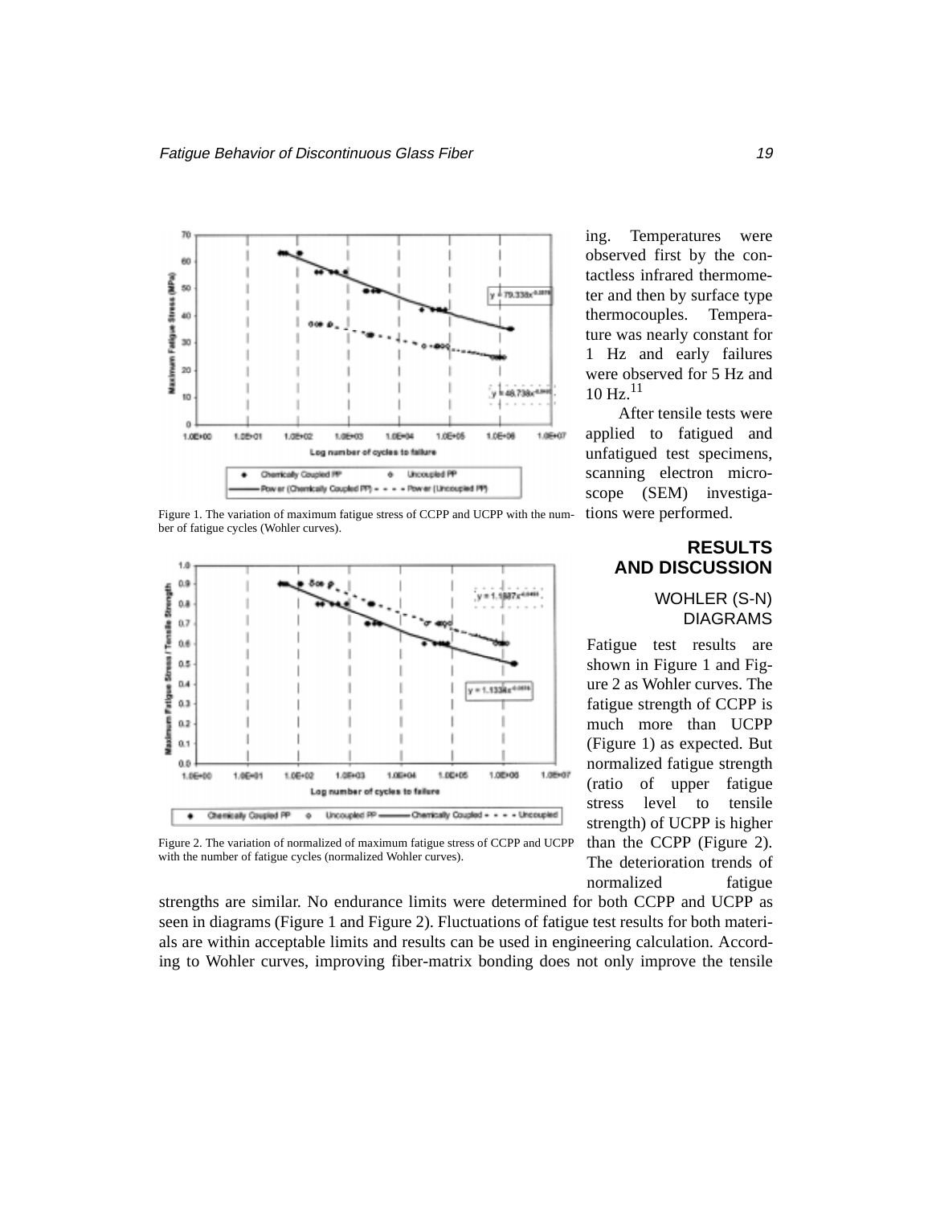ing. Temperatures were observed first by the contactless infrared thermometer and then by surface type thermocouples. Temperature was nearly constant for 1 Hz and early failures were observed for 5 Hz and 10 Hz.[11]

After tensile tests were applied to fatigued and unfatigued test specimens, scanning electron microscope (SEM) investigations were performed.

Figure 1. The variation of maximum fatigue stress of CCPP and UCPP with the number of fatigue cycles (Wohler curves).

Figure 2. The variation of normalized of maximum fatigue stress of CCPP and UCPP with the number of fatigue cycles (normalized Wohler curves).

## RESULTS AND DISCUSSION

### WOHLER (S-N) DIAGRAMS

Fatigue test results are shown in Figure 1 and Figure 2 as Wohler curves. The fatigue strength of CCPP is much more than UCPP (Figure 1) as expected. But normalized fatigue strength (ratio of upper fatigue stress level to tensile strength) of UCPP is higher than the CCPP (Figure 2). The deterioration trends of normalized fatigue strengths are similar. No endurance limits were determined for both CCPP and UCPP as seen in diagrams (Figure 1 and Figure 2). Fluctuations of fatigue test results for both materials are within acceptable limits and results can be used in engineering calculation. According to Wohler curves, improving fiber-matrix bonding does not only improve the tensile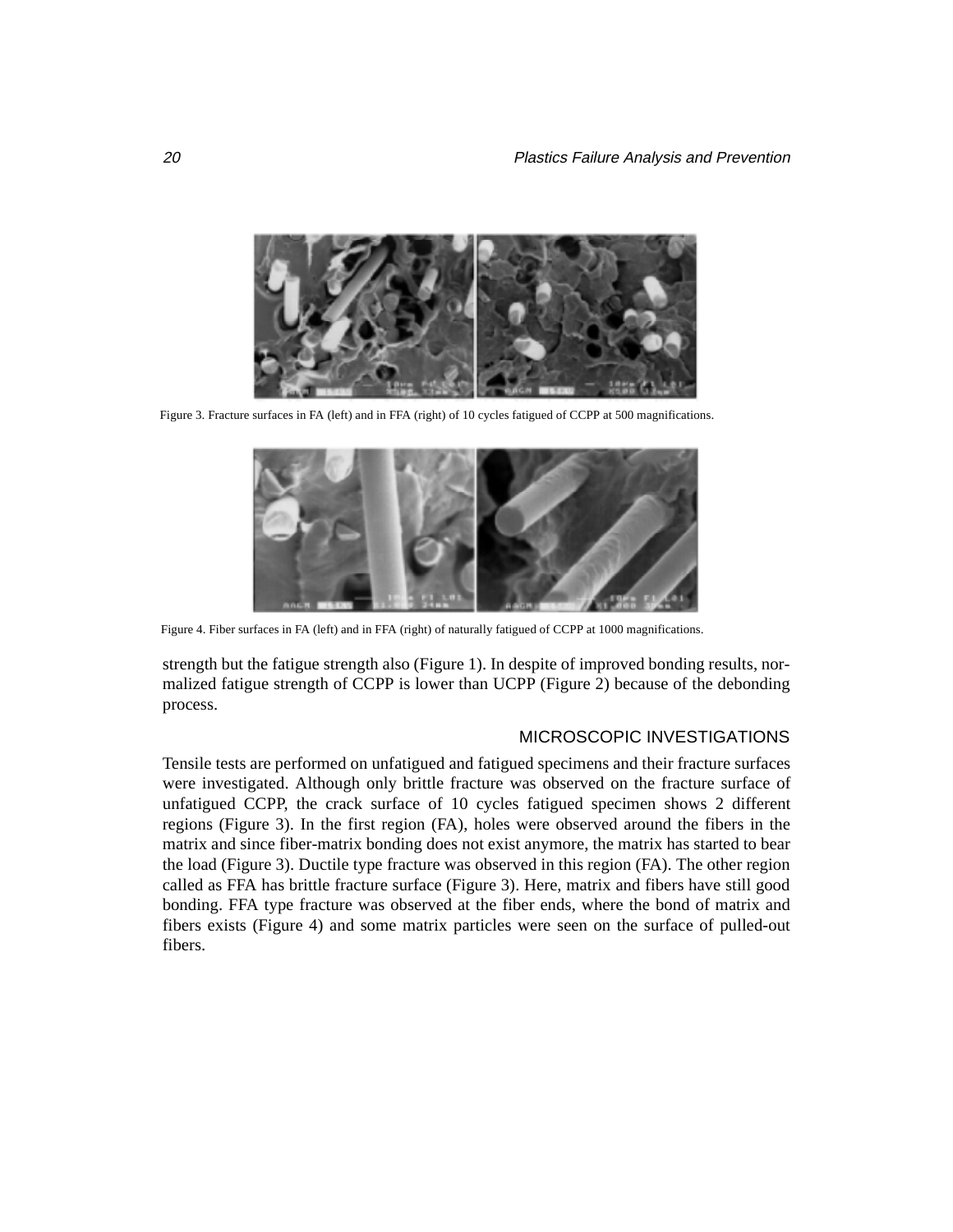Figure 3. Fracture surfaces in FA (left) and in FFA (right) of 10 cycles fatigued of CCPP at 500 magnifications.

Figure 4. Fiber surfaces in FA (left) and in FFA (right) of naturally fatigued of CCPP at 1000 magnifications.

strength but the fatigue strength also (Figure 1). In despite of improved bonding results, normalized fatigue strength of CCPP is lower than UCPP (Figure 2) because of the debonding process.

## MICROSCOPIC INVESTIGATIONS

Tensile tests are performed on unfatigued and fatigued specimens and their fracture surfaces were investigated. Although only brittle fracture was observed on the fracture surface of unfatigued CCPP, the crack surface of 10 cycles fatigued specimen shows 2 different regions (Figure 3). In the first region (FA), holes were observed around the fibers in the matrix and since fiber-matrix bonding does not exist anymore, the matrix has started to bear the load (Figure 3). Ductile type fracture was observed in this region (FA). The other region called as FFA has brittle fracture surface (Figure 3). Here, matrix and fibers have still good bonding. FFA type fracture was observed at the fiber ends, where the bond of matrix and fibers exists (Figure 4) and some matrix particles were seen on the surface of pulled-out fibers.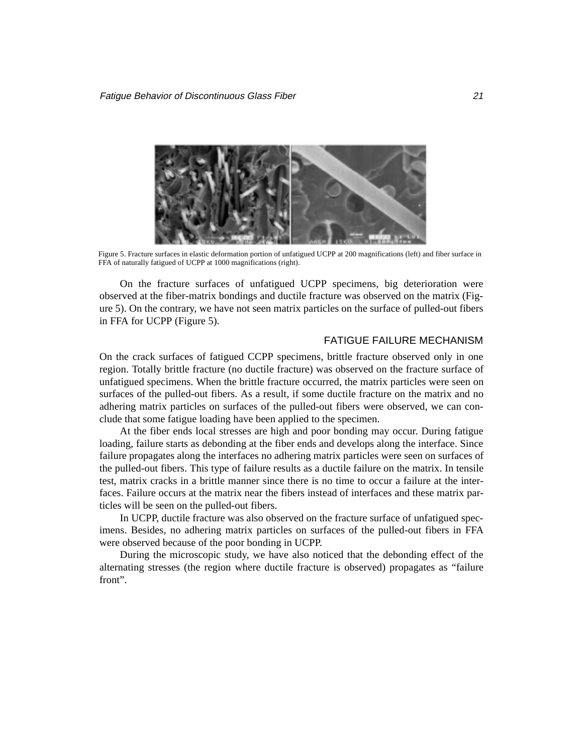Figure 5. Fracture surfaces in elastic deformation portion of unfatigued UCPP at 200 magnifications (left) and fiber surface in FFA of naturally fatigued of UCPP at 1000 magnifications (right).

On the fracture surfaces of unfatigued UCPP specimens, big deterioration were observed at the fiber-matrix bondings and ductile fracture was observed on the matrix (Figure 5). On the contrary, we have not seen matrix particles on the surface of pulled-out fibers in FFA for UCPP (Figure 5).

## FATIGUE FAILURE MECHANISM

On the crack surfaces of fatigued CCPP specimens, brittle fracture observed only in one region. Totally brittle fracture (no ductile fracture) was observed on the fracture surface of unfatigued specimens. When the brittle fracture occurred, the matrix particles were seen on surfaces of the pulled-out fibers. As a result, if some ductile fracture on the matrix and no adhering matrix particles on surfaces of the pulled-out fibers were observed, we can conclude that some fatigue loading have been applied to the specimen.

At the fiber ends local stresses are high and poor bonding may occur. During fatigue loading, failure starts as debonding at the fiber ends and develops along the interface. Since failure propagates along the interfaces no adhering matrix particles were seen on surfaces of the pulled-out fibers. This type of failure results as a ductile failure on the matrix. In tensile test, matrix cracks in a brittle manner since there is no time to occur a failure at the interfaces. Failure occurs at the matrix near the fibers instead of interfaces and these matrix particles will be seen on the pulled-out fibers.

In UCPP, ductile fracture was also observed on the fracture surface of unfatigued specimens. Besides, no adhering matrix particles on surfaces of the pulled-out fibers in FFA were observed because of the poor bonding in UCPP.

During the microscopic study, we have also noticed that the debonding effect of the alternating stresses (the region where ductile fracture is observed) propagates as "failure front".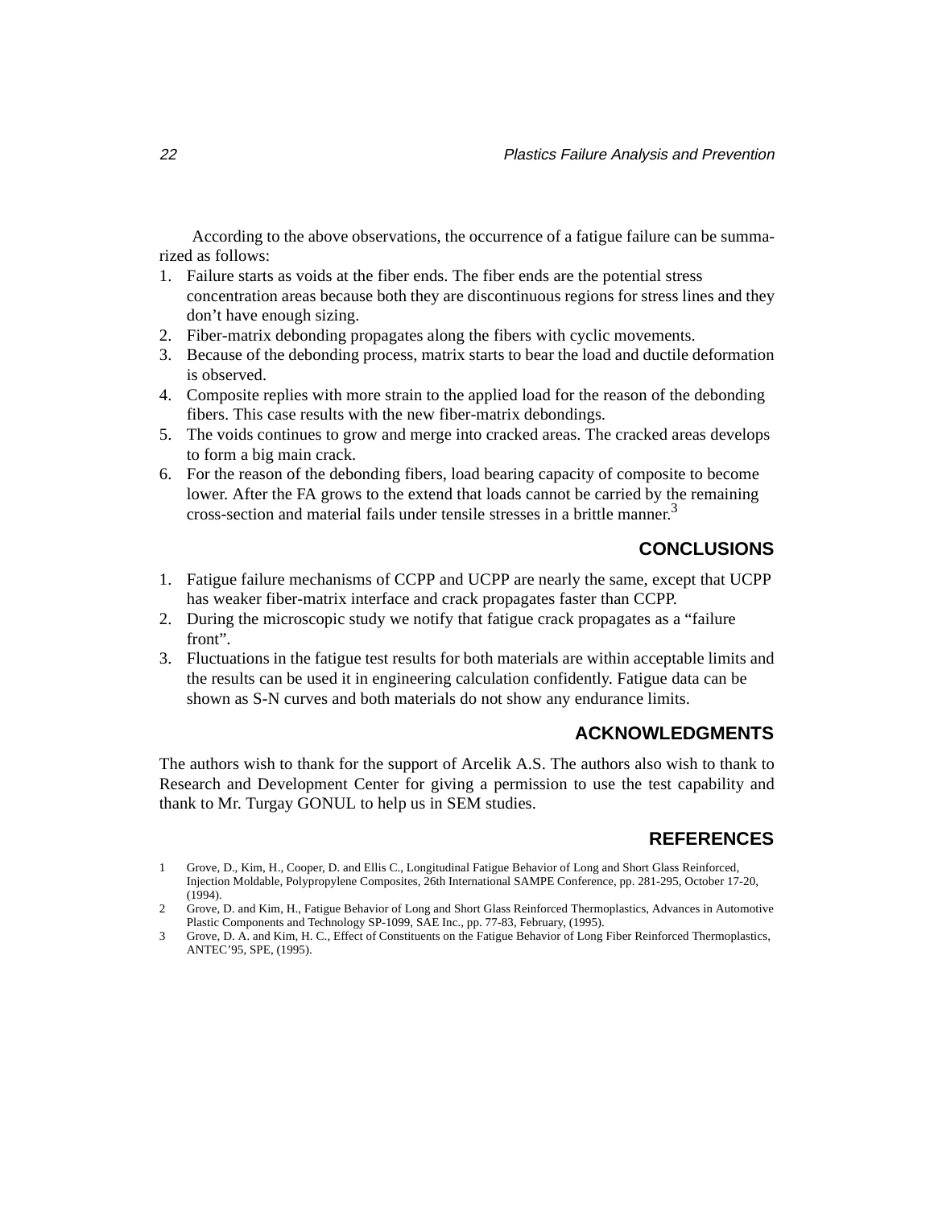According to the above observations, the occurrence of a fatigue failure can be summarized as follows:

1. Failure starts as voids at the fiber ends. The fiber ends are the potential stress concentration areas because both they are discontinuous regions for stress lines and they don't have enough sizing.
2. Fiber-matrix debonding propagates along the fibers with cyclic movements.
3. Because of the debonding process, matrix starts to bear the load and ductile deformation is observed.
4. Composite replies with more strain to the applied load for the reason of the debonding fibers. This case results with the new fiber-matrix debondings.
5. The voids continues to grow and merge into cracked areas. The cracked areas develops to form a big main crack.
6. For the reason of the debonding fibers, load bearing capacity of composite to become lower. After the FA grows to the extend that loads cannot be carried by the remaining cross-section and material fails under tensile stresses in a brittle manner.[3]

## CONCLUSIONS

1. Fatigue failure mechanisms of CCPP and UCPP are nearly the same, except that UCPP has weaker fiber-matrix interface and crack propagates faster than CCPP.
2. During the microscopic study we notify that fatigue crack propagates as a "failure front".
3. Fluctuations in the fatigue test results for both materials are within acceptable limits and the results can be used it in engineering calculation confidently. Fatigue data can be shown as S-N curves and both materials do not show any endurance limits.

## ACKNOWLEDGMENTS

The authors wish to thank for the support of Arcelik A.S. The authors also wish to thank to Research and Development Center for giving a permission to use the test capability and thank to Mr. Turgay GONUL to help us in SEM studies.

## REFERENCES

1. Grove, D., Kim, H., Cooper, D. and Ellis C., Longitudinal Fatigue Behavior of Long and Short Glass Reinforced, Injection Moldable, Polypropylene Composites, 26th International SAMPE Conference, pp. 281-295, October 17-20, (1994).
2. Grove, D. and Kim, H., Fatigue Behavior of Long and Short Glass Reinforced Thermoplastics, Advances in Automotive Plastic Components and Technology SP-1099, SAE Inc., pp. 77-83, February, (1995).
3. Grove, D. A. and Kim, H. C., Effect of Constituents on the Fatigue Behavior of Long Fiber Reinforced Thermoplastics, ANTEC'95, SPE, (1995).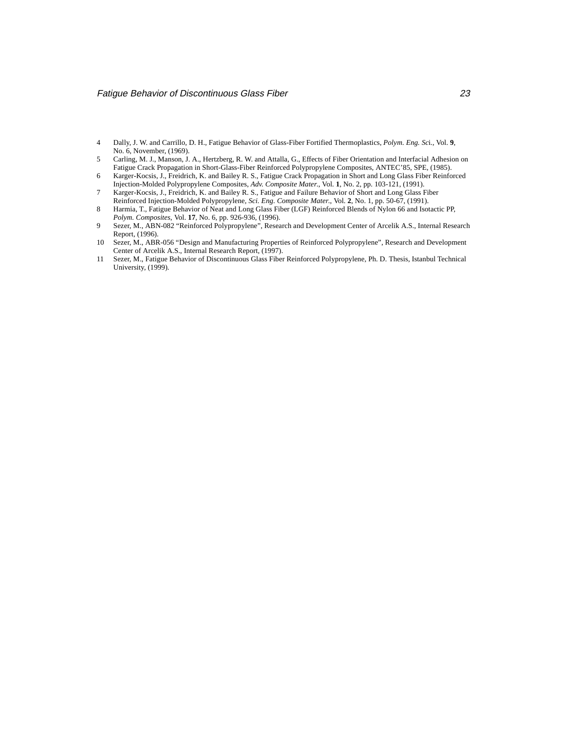4. Dally, J. W. and Carrillo, D. H., Fatigue Behavior of Glass-Fiber Fortified Thermoplastics, *Polym. Eng. Sci.*, Vol. **9**, No. 6, November, (1969).
5. Carling, M. J., Manson, J. A., Hertzberg, R. W. and Attalla, G., Effects of Fiber Orientation and Interfacial Adhesion on Fatigue Crack Propagation in Short-Glass-Fiber Reinforced Polypropylene Composites, ANTEC'85, SPE, (1985).
6. Karger-Kocsis, J., Freidrich, K. and Bailey R. S., Fatigue Crack Propagation in Short and Long Glass Fiber Reinforced Injection-Molded Polypropylene Composites, *Adv. Composite Mater.*, Vol. **1**, No. 2, pp. 103-121, (1991).
7. Karger-Kocsis, J., Freidrich, K. and Bailey R. S., Fatigue and Failure Behavior of Short and Long Glass Fiber Reinforced Injection-Molded Polypropylene, *Sci. Eng. Composite Mater.*, Vol. **2**, No. 1, pp. 50-67, (1991).
8. Harmia, T., Fatigue Behavior of Neat and Long Glass Fiber (LGF) Reinforced Blends of Nylon 66 and Isotactic PP, *Polym. Composites*, Vol. **17**, No. 6, pp. 926-936, (1996).
9. Sezer, M., ABN-082 "Reinforced Polypropylene", Research and Development Center of Arcelik A.S., Internal Research Report, (1996).
10. Sezer, M., ABR-056 "Design and Manufacturing Properties of Reinforced Polypropylene", Research and Development Center of Arcelik A.S., Internal Research Report, (1997).
11. Sezer, M., Fatigue Behavior of Discontinuous Glass Fiber Reinforced Polypropylene, Ph. D. Thesis, Istanbul Technical University, (1999).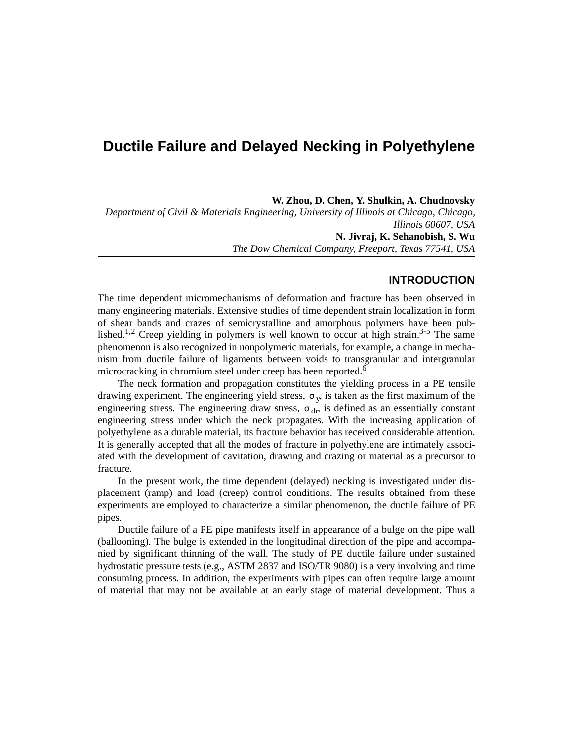# Ductile Failure and Delayed Necking in Polyethylene

**W. Zhou, D. Chen, Y. Shulkin, A. Chudnovsky**
*Department of Civil & Materials Engineering, University of Illinois at Chicago, Chicago, Illinois 60607, USA*
**N. Jivraj, K. Sehanobish, S. Wu**
*The Dow Chemical Company, Freeport, Texas 77541, USA*

## INTRODUCTION

The time dependent micromechanisms of deformation and fracture has been observed in many engineering materials. Extensive studies of time dependent strain localization in form of shear bands and crazes of semicrystalline and amorphous polymers have been published.[1,2] Creep yielding in polymers is well known to occur at high strain.[3-5] The same phenomenon is also recognized in nonpolymeric materials, for example, a change in mechanism from ductile failure of ligaments between voids to transgranular and intergranular microcracking in chromium steel under creep has been reported.[6]

The neck formation and propagation constitutes the yielding process in a PE tensile drawing experiment. The engineering yield stress, $\sigma_y$, is taken as the first maximum of the engineering stress. The engineering draw stress, $\sigma_{dr}$, is defined as an essentially constant engineering stress under which the neck propagates. With the increasing application of polyethylene as a durable material, its fracture behavior has received considerable attention. It is generally accepted that all the modes of fracture in polyethylene are intimately associated with the development of cavitation, drawing and crazing or material as a precursor to fracture.

In the present work, the time dependent (delayed) necking is investigated under displacement (ramp) and load (creep) control conditions. The results obtained from these experiments are employed to characterize a similar phenomenon, the ductile failure of PE pipes.

Ductile failure of a PE pipe manifests itself in appearance of a bulge on the pipe wall (ballooning). The bulge is extended in the longitudinal direction of the pipe and accompanied by significant thinning of the wall. The study of PE ductile failure under sustained hydrostatic pressure tests (e.g., ASTM 2837 and ISO/TR 9080) is a very involving and time consuming process. In addition, the experiments with pipes can often require large amount of material that may not be available at an early stage of material development. Thus a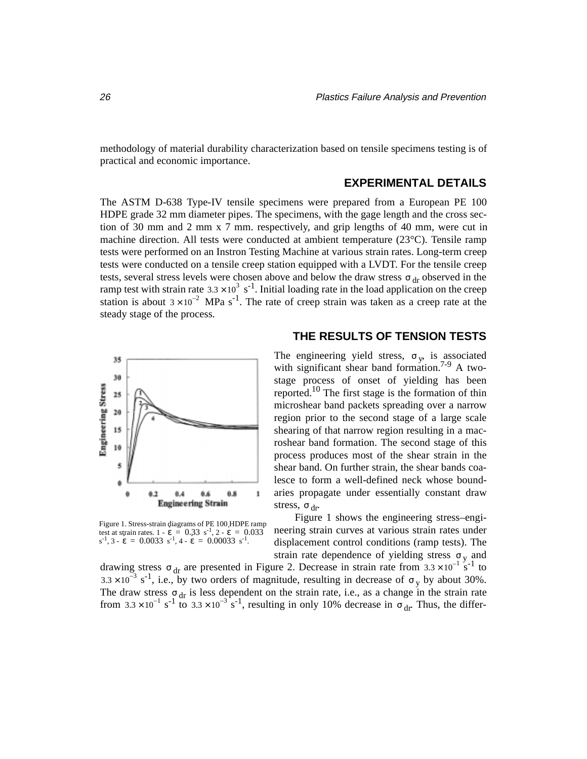methodology of material durability characterization based on tensile specimens testing is of practical and economic importance.

## EXPERIMENTAL DETAILS

The ASTM D-638 Type-IV tensile specimens were prepared from a European PE 100 HDPE grade 32 mm diameter pipes. The specimens, with the gage length and the cross section of 30 mm and 2 mm x 7 mm. respectively, and grip lengths of 40 mm, were cut in machine direction. All tests were conducted at ambient temperature (23°C). Tensile ramp tests were performed on an Instron Testing Machine at various strain rates. Long-term creep tests were conducted on a tensile creep station equipped with a LVDT. For the tensile creep tests, several stress levels were chosen above and below the draw stress $\sigma_{dr}$ observed in the ramp test with strain rate $3.3 \times 10^{3}$ $s^{-1}$. Initial loading rate in the load application on the creep station is about $3 \times 10^{-2}$ MPa $s^{-1}$. The rate of creep strain was taken as a creep rate at the steady stage of the process.

## THE RESULTS OF TENSION TESTS

The engineering yield stress, $\sigma_y$, is associated with significant shear band formation.[7-9] A two-stage process of onset of yielding has been reported.[10] The first stage is the formation of thin microshear band packets spreading over a narrow region prior to the second stage of a large scale shearing of that narrow region resulting in a macroshear band formation. The second stage of this process produces most of the shear strain in the shear band. On further strain, the shear bands coalesce to form a well-defined neck whose boundaries propagate under essentially constant draw stress, $\sigma_{dr}$.

Figure 1. Stress-strain diagrams of PE 100 HDPE ramp test at strain rates. 1 - $\dot{\varepsilon}$ = 0.33 $s^{-1}$, 2 - $\dot{\varepsilon}$ = 0.033 $s^{-1}$, 3 - $\dot{\varepsilon}$ = 0.0033 $s^{-1}$, 4 - $\dot{\varepsilon}$ = 0.00033 $s^{-1}$.

Figure 1 shows the engineering stress–engineering strain curves at various strain rates under displacement control conditions (ramp tests). The strain rate dependence of yielding stress $\sigma_y$ and drawing stress $\sigma_{dr}$ are presented in Figure 2. Decrease in strain rate from $3.3 \times 10^{-1}$ $s^{-1}$ to $3.3 \times 10^{-3}$ $s^{-1}$, i.e., by two orders of magnitude, resulting in decrease of $\sigma_y$ by about 30%. The draw stress $\sigma_{dr}$ is less dependent on the strain rate, i.e., as a change in the strain rate from $3.3 \times 10^{-1}$ $s^{-1}$ to $3.3 \times 10^{-3}$ $s^{-1}$, resulting in only 10% decrease in $\sigma_{dr}$. Thus, the differ-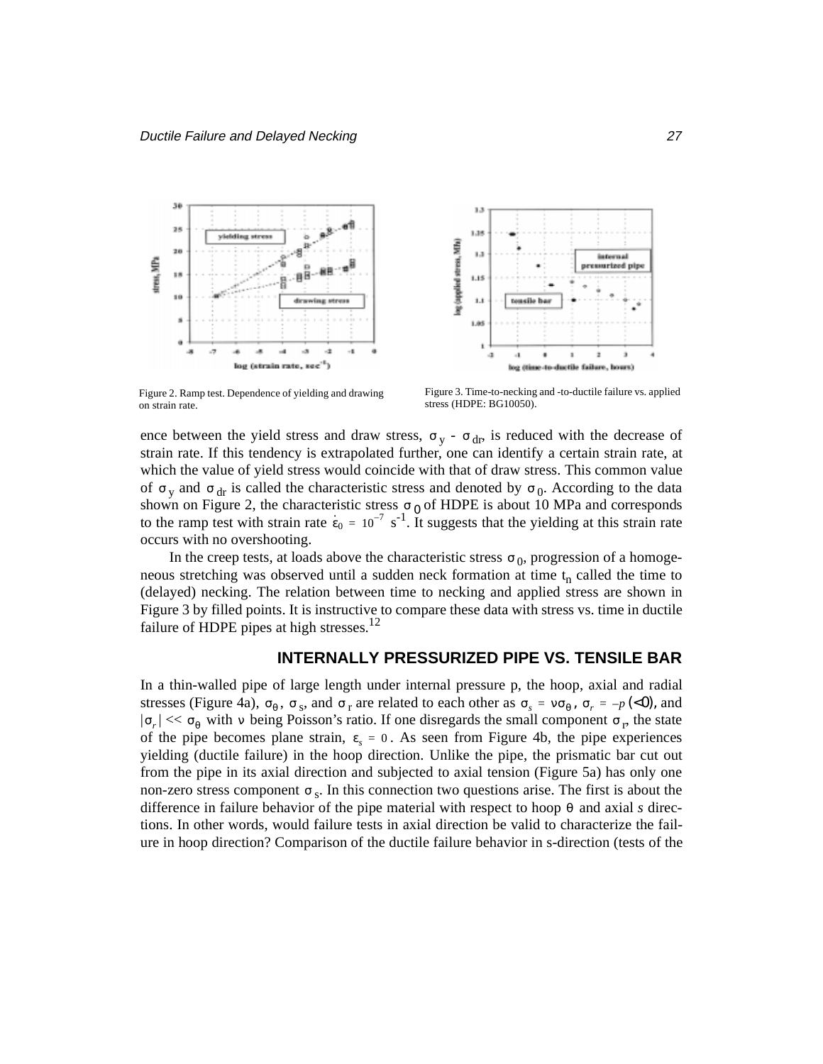Figure 2. Ramp test. Dependence of yielding and drawing on strain rate.

Figure 3. Time-to-necking and -to-ductile failure vs. applied stress (HDPE: BG10050).

ence between the yield stress and draw stress, $\sigma_y$ - $\sigma_{dr}$, is reduced with the decrease of strain rate. If this tendency is extrapolated further, one can identify a certain strain rate, at which the value of yield stress would coincide with that of draw stress. This common value of $\sigma_y$ and $\sigma_{dr}$ is called the characteristic stress and denoted by $\sigma_0$. According to the data shown on Figure 2, the characteristic stress $\sigma_0$ of HDPE is about 10 MPa and corresponds to the ramp test with strain rate $\dot{\varepsilon}_0 = 10^{-7}$ $s^{-1}$. It suggests that the yielding at this strain rate occurs with no overshooting.

In the creep tests, at loads above the characteristic stress $\sigma_0$, progression of a homogeneous stretching was observed until a sudden neck formation at time $t_n$ called the time to (delayed) necking. The relation between time to necking and applied stress are shown in Figure 3 by filled points. It is instructive to compare these data with stress vs. time in ductile failure of HDPE pipes at high stresses.[12]

## INTERNALLY PRESSURIZED PIPE VS. TENSILE BAR

In a thin-walled pipe of large length under internal pressure p, the hoop, axial and radial stresses (Figure 4a), $\sigma_\theta$, $\sigma_s$, and $\sigma_r$ are related to each other as $\sigma_s = \nu\sigma_\theta$, $\sigma_r = -p\ (<0)$, and $|\sigma_r| << \sigma_\theta$ with $\nu$ being Poisson's ratio. If one disregards the small component $\sigma_r$, the state of the pipe becomes plane strain, $\varepsilon_s = 0$. As seen from Figure 4b, the pipe experiences yielding (ductile failure) in the hoop direction. Unlike the pipe, the prismatic bar cut out from the pipe in its axial direction and subjected to axial tension (Figure 5a) has only one non-zero stress component $\sigma_s$. In this connection two questions arise. The first is about the difference in failure behavior of the pipe material with respect to hoop $\theta$ and axial *s* directions. In other words, would failure tests in axial direction be valid to characterize the failure in hoop direction? Comparison of the ductile failure behavior in s-direction (tests of the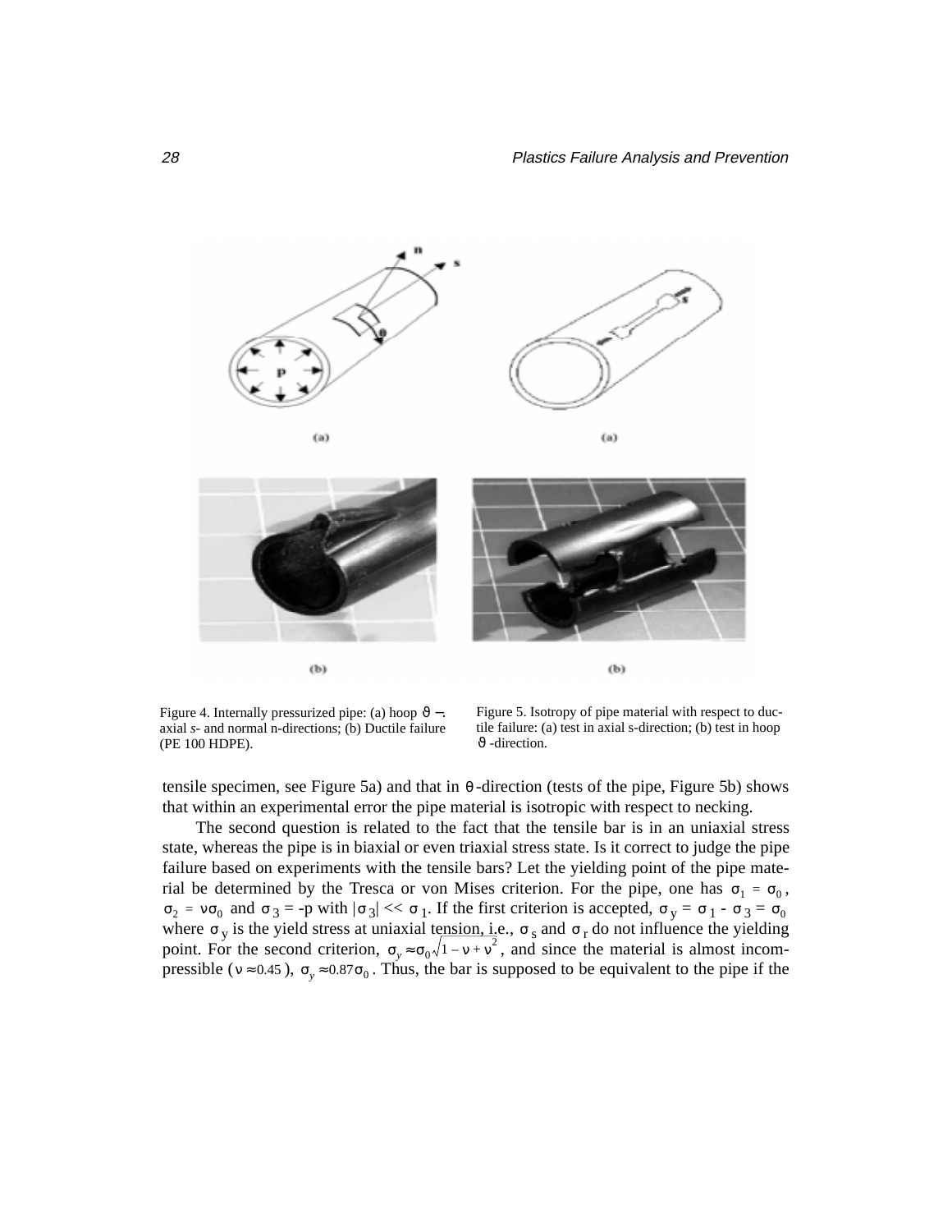Figure 4. Internally pressurized pipe: (a) hoop $\vartheta$ –, axial *s*- and normal n-directions; (b) Ductile failure (PE 100 HDPE).

Figure 5. Isotropy of pipe material with respect to ductile failure: (a) test in axial s-direction; (b) test in hoop $\vartheta$ -direction.

tensile specimen, see Figure 5a) and that in $\theta$-direction (tests of the pipe, Figure 5b) shows that within an experimental error the pipe material is isotropic with respect to necking.

The second question is related to the fact that the tensile bar is in an uniaxial stress state, whereas the pipe is in biaxial or even triaxial stress state. Is it correct to judge the pipe failure based on experiments with the tensile bars? Let the yielding point of the pipe material be determined by the Tresca or von Mises criterion. For the pipe, one has $\sigma_1 = \sigma_0$, $\sigma_2 = \nu\sigma_0$ and $\sigma_3 = -p$ with $|\sigma_3| << \sigma_1$. If the first criterion is accepted, $\sigma_y = \sigma_1 - \sigma_3 = \sigma_0$ where $\sigma_y$ is the yield stress at uniaxial tension, i.e., $\sigma_s$ and $\sigma_r$ do not influence the yielding point. For the second criterion, $\sigma_y \approx \sigma_0\sqrt{1 - \nu + \nu^2}$, and since the material is almost incompressible ($\nu \approx 0.45$), $\sigma_y \approx 0.87\sigma_0$. Thus, the bar is supposed to be equivalent to the pipe if the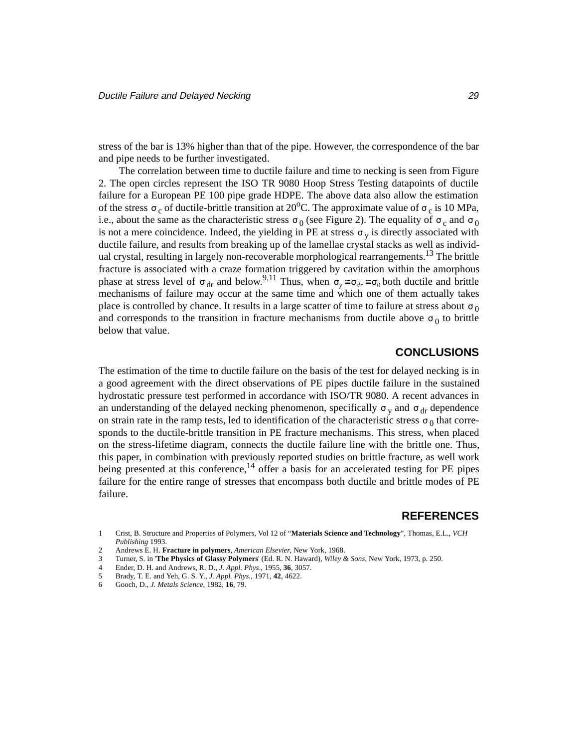stress of the bar is 13% higher than that of the pipe. However, the correspondence of the bar and pipe needs to be further investigated.

The correlation between time to ductile failure and time to necking is seen from Figure 2. The open circles represent the ISO TR 9080 Hoop Stress Testing datapoints of ductile failure for a European PE 100 pipe grade HDPE. The above data also allow the estimation of the stress $\sigma_c$ of ductile-brittle transition at $20^oC$. The approximate value of $\sigma_c$ is 10 MPa, i.e., about the same as the characteristic stress $\sigma_0$ (see Figure 2). The equality of $\sigma_c$ and $\sigma_0$ is not a mere coincidence. Indeed, the yielding in PE at stress $\sigma_y$ is directly associated with ductile failure, and results from breaking up of the lamellae crystal stacks as well as individual crystal, resulting in largely non-recoverable morphological rearrangements.[13] The brittle fracture is associated with a craze formation triggered by cavitation within the amorphous phase at stress level of $\sigma_{dr}$ and below.[9,11] Thus, when $\sigma_y \cong \sigma_{dr} \cong \sigma_0$ both ductile and brittle mechanisms of failure may occur at the same time and which one of them actually takes place is controlled by chance. It results in a large scatter of time to failure at stress about $\sigma_0$ and corresponds to the transition in fracture mechanisms from ductile above $\sigma_0$ to brittle below that value.

## CONCLUSIONS

The estimation of the time to ductile failure on the basis of the test for delayed necking is in a good agreement with the direct observations of PE pipes ductile failure in the sustained hydrostatic pressure test performed in accordance with ISO/TR 9080. A recent advances in an understanding of the delayed necking phenomenon, specifically $\sigma_y$ and $\sigma_{dr}$ dependence on strain rate in the ramp tests, led to identification of the characteristic stress $\sigma_0$ that corresponds to the ductile-brittle transition in PE fracture mechanisms. This stress, when placed on the stress-lifetime diagram, connects the ductile failure line with the brittle one. Thus, this paper, in combination with previously reported studies on brittle fracture, as well work being presented at this conference,[14] offer a basis for an accelerated testing for PE pipes failure for the entire range of stresses that encompass both ductile and brittle modes of PE failure.

## REFERENCES

1. Crist, B. Structure and Properties of Polymers, Vol 12 of "**Materials Science and Technology**", Thomas, E.L., *VCH Publishing* 1993.
2. Andrews E. H. **Fracture in polymers**, *American Elsevier*, New York, 1968.
3. Turner, S. in '**The Physics of Glassy Polymers**' (Ed. R. N. Haward), *Wiley & Sons*, New York, 1973, p. 250.
4. Ender, D. H. and Andrews, R. D., *J. Appl. Phys*., 1955, **36**, 3057.
5. Brady, T. E. and Yeh, G. S. Y., *J. Appl. Phys.*, 1971, **42**, 4622.
6. Gooch, D., *J. Metals Science*, 1982, **16**, 79.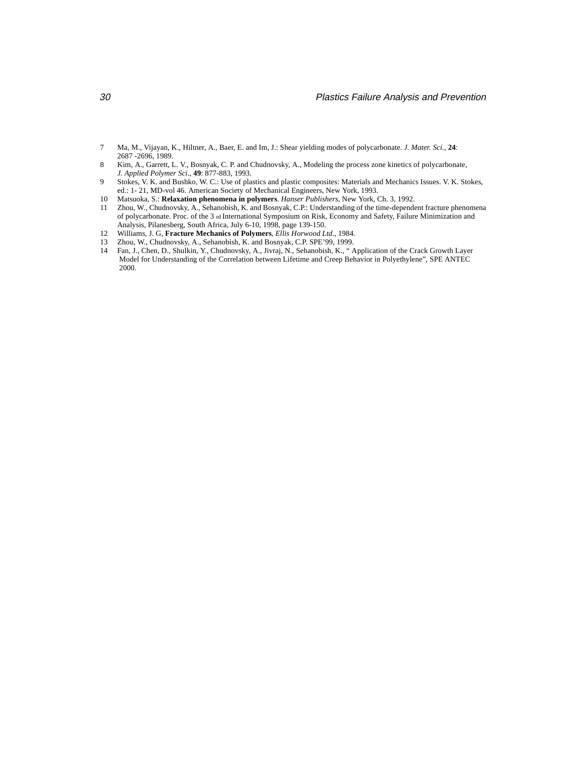7. Ma, M., Vijayan, K., Hiltner, A., Baer, E. and Im, J.: Shear yielding modes of polycarbonate. *J. Mater. Sci.*, **24**: 2687 -2696, 1989.
8. Kim, A., Garrett, L. V., Bosnyak, C. P. and Chudnovsky, A., Modeling the process zone kinetics of polycarbonate, *J. Applied Polymer Sci*., **49**: 877-883, 1993.
9. Stokes, V. K. and Bushko, W. C.: Use of plastics and plastic composites: Materials and Mechanics Issues. V. K. Stokes, ed.: 1- 21, MD-vol 46. American Society of Mechanical Engineers, New York, 1993.
10. Matsuoka, S.: **Relaxation phenomena in polymers**. *Hanser Publishers*, New York, Ch. 3, 1992.
11. Zhou, W., Chudnovsky, A., Sehanobish, K. and Bosnyak, C.P.: Understanding of the time-dependent fracture phenomena of polycarbonate. Proc. of the 3 rd International Symposium on Risk, Economy and Safety, Failure Minimization and Analysis, Pilanesberg, South Africa, July 6-10, 1998, page 139-150.
12. Williams, J. G, **Fracture Mechanics of Polymers**, *Ellis Horwood Ltd*., 1984.
13. Zhou, W., Chudnovsky, A., Sehanobish, K. and Bosnyak, C.P. SPE'99, 1999.
14. Fan, J., Chen, D., Shulkin, Y., Chudnovsky, A., Jivraj, N., Sehanobish, K., " Application of the Crack Growth Layer Model for Understanding of the Correlation between Lifetime and Creep Behavior in Polyethylene", SPE ANTEC 2000.